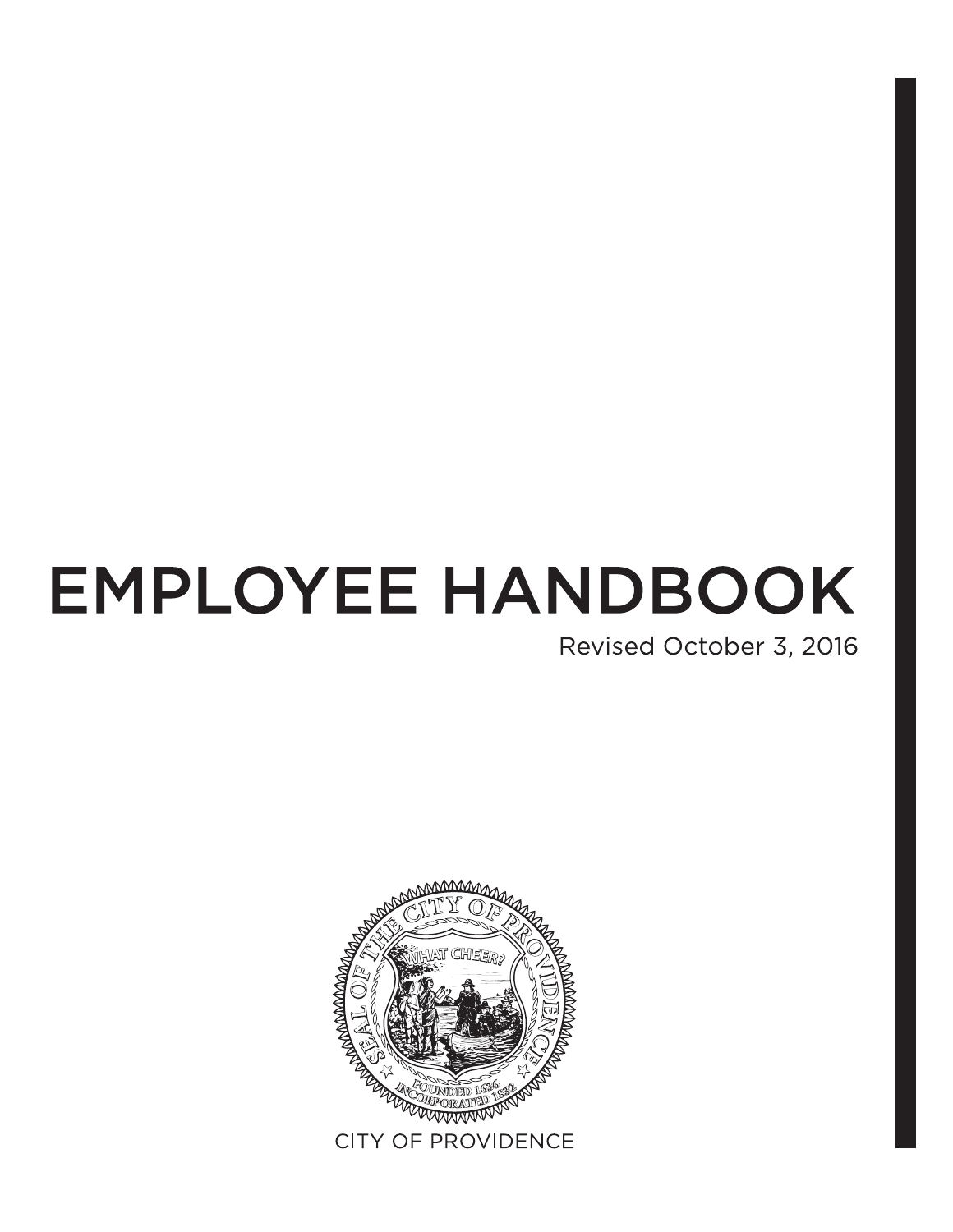# EMPLOYEE HANDBOOK

Revised October 3, 2016

CITY OF PROVIDENCE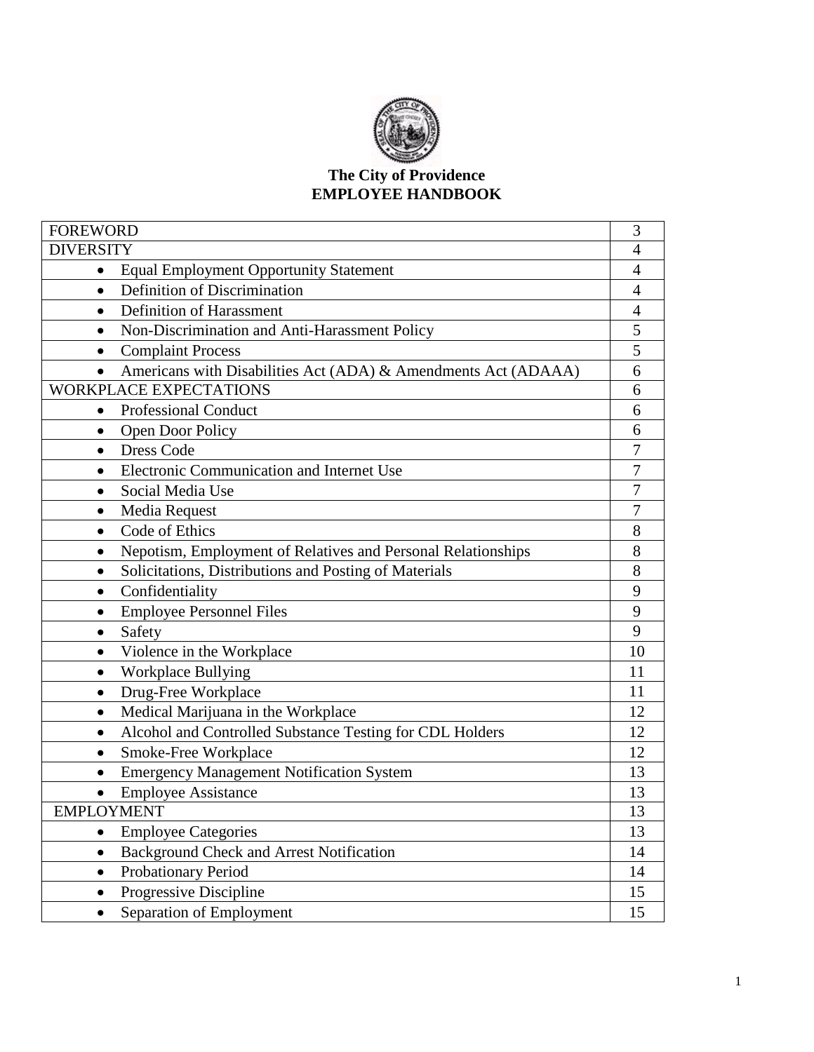**The City of Providence**
**EMPLOYEE HANDBOOK**

| | |
|---|---|
| FOREWORD | 3 |
| DIVERSITY | 4 |
| • Equal Employment Opportunity Statement | 4 |
| • Definition of Discrimination | 4 |
| • Definition of Harassment | 4 |
| • Non-Discrimination and Anti-Harassment Policy | 5 |
| • Complaint Process | 5 |
| • Americans with Disabilities Act (ADA) & Amendments Act (ADAAA) | 6 |
| WORKPLACE EXPECTATIONS | 6 |
| • Professional Conduct | 6 |
| • Open Door Policy | 6 |
| • Dress Code | 7 |
| • Electronic Communication and Internet Use | 7 |
| • Social Media Use | 7 |
| • Media Request | 7 |
| • Code of Ethics | 8 |
| • Nepotism, Employment of Relatives and Personal Relationships | 8 |
| • Solicitations, Distributions and Posting of Materials | 8 |
| • Confidentiality | 9 |
| • Employee Personnel Files | 9 |
| • Safety | 9 |
| • Violence in the Workplace | 10 |
| • Workplace Bullying | 11 |
| • Drug-Free Workplace | 11 |
| • Medical Marijuana in the Workplace | 12 |
| • Alcohol and Controlled Substance Testing for CDL Holders | 12 |
| • Smoke-Free Workplace | 12 |
| • Emergency Management Notification System | 13 |
| • Employee Assistance | 13 |
| EMPLOYMENT | 13 |
| • Employee Categories | 13 |
| • Background Check and Arrest Notification | 14 |
| • Probationary Period | 14 |
| • Progressive Discipline | 15 |
| • Separation of Employment | 15 |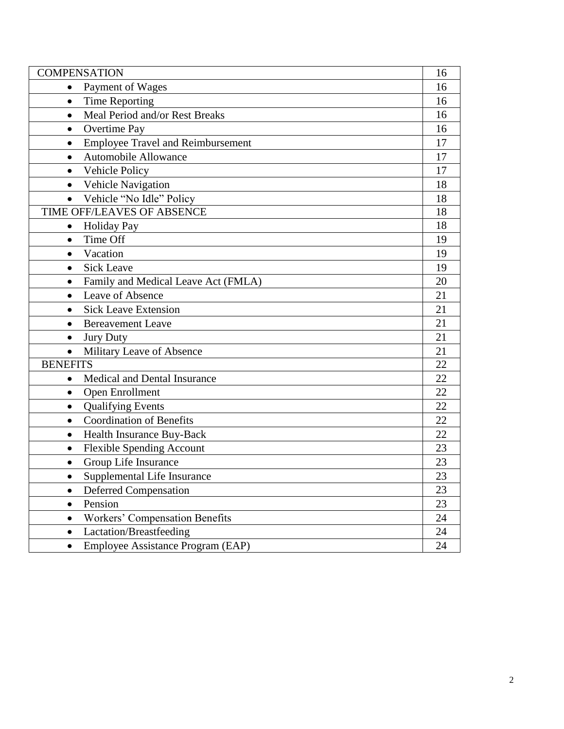| COMPENSATION | 16 |
|---|---|
| • Payment of Wages | 16 |
| • Time Reporting | 16 |
| • Meal Period and/or Rest Breaks | 16 |
| • Overtime Pay | 16 |
| • Employee Travel and Reimbursement | 17 |
| • Automobile Allowance | 17 |
| • Vehicle Policy | 17 |
| • Vehicle Navigation | 18 |
| • Vehicle "No Idle" Policy | 18 |
| TIME OFF/LEAVES OF ABSENCE | 18 |
| • Holiday Pay | 18 |
| • Time Off | 19 |
| • Vacation | 19 |
| • Sick Leave | 19 |
| • Family and Medical Leave Act (FMLA) | 20 |
| • Leave of Absence | 21 |
| • Sick Leave Extension | 21 |
| • Bereavement Leave | 21 |
| • Jury Duty | 21 |
| • Military Leave of Absence | 21 |
| BENEFITS | 22 |
| • Medical and Dental Insurance | 22 |
| • Open Enrollment | 22 |
| • Qualifying Events | 22 |
| • Coordination of Benefits | 22 |
| • Health Insurance Buy-Back | 22 |
| • Flexible Spending Account | 23 |
| • Group Life Insurance | 23 |
| • Supplemental Life Insurance | 23 |
| • Deferred Compensation | 23 |
| • Pension | 23 |
| • Workers' Compensation Benefits | 24 |
| • Lactation/Breastfeeding | 24 |
| • Employee Assistance Program (EAP) | 24 |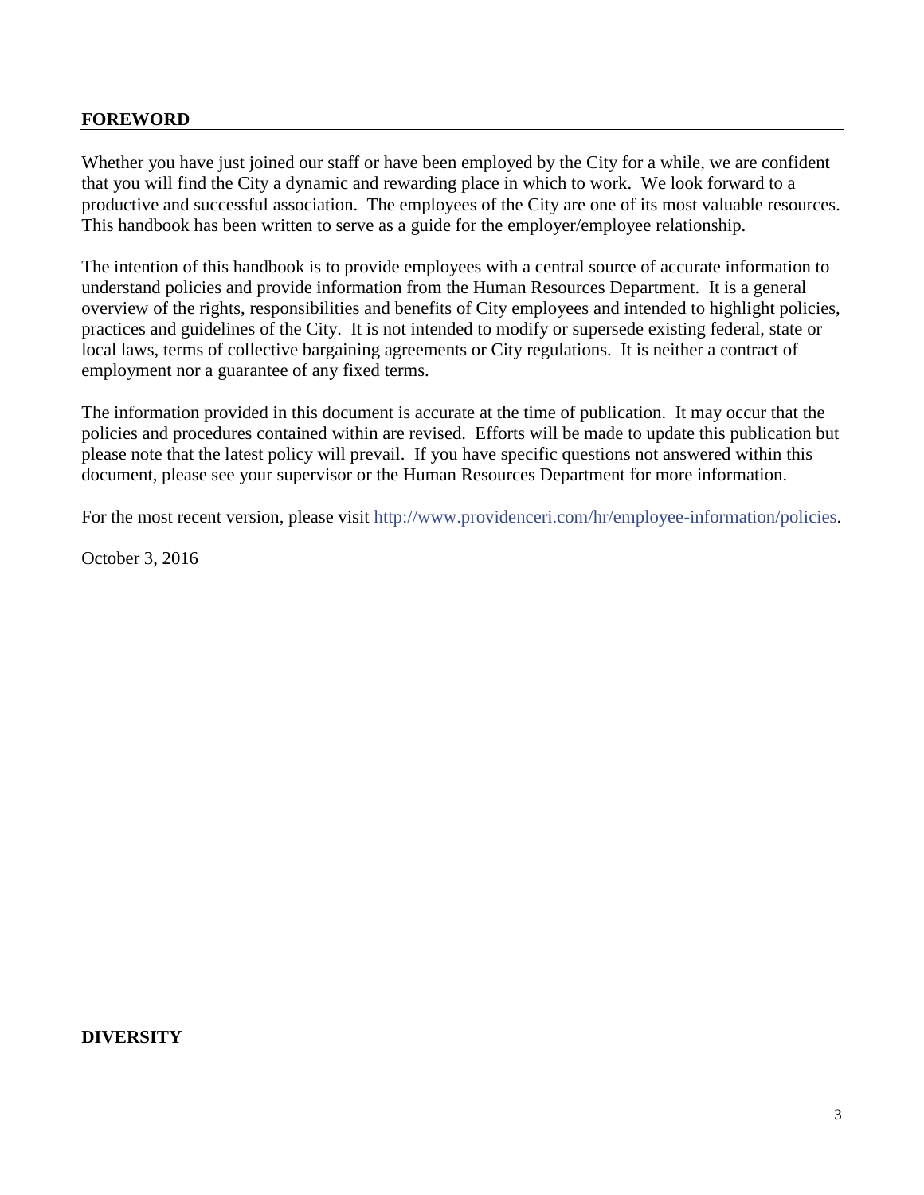## FOREWORD

Whether you have just joined our staff or have been employed by the City for a while, we are confident that you will find the City a dynamic and rewarding place in which to work. We look forward to a productive and successful association. The employees of the City are one of its most valuable resources. This handbook has been written to serve as a guide for the employer/employee relationship.

The intention of this handbook is to provide employees with a central source of accurate information to understand policies and provide information from the Human Resources Department. It is a general overview of the rights, responsibilities and benefits of City employees and intended to highlight policies, practices and guidelines of the City. It is not intended to modify or supersede existing federal, state or local laws, terms of collective bargaining agreements or City regulations. It is neither a contract of employment nor a guarantee of any fixed terms.

The information provided in this document is accurate at the time of publication. It may occur that the policies and procedures contained within are revised. Efforts will be made to update this publication but please note that the latest policy will prevail. If you have specific questions not answered within this document, please see your supervisor or the Human Resources Department for more information.

For the most recent version, please visit http://www.providenceri.com/hr/employee-information/policies.

October 3, 2016

## DIVERSITY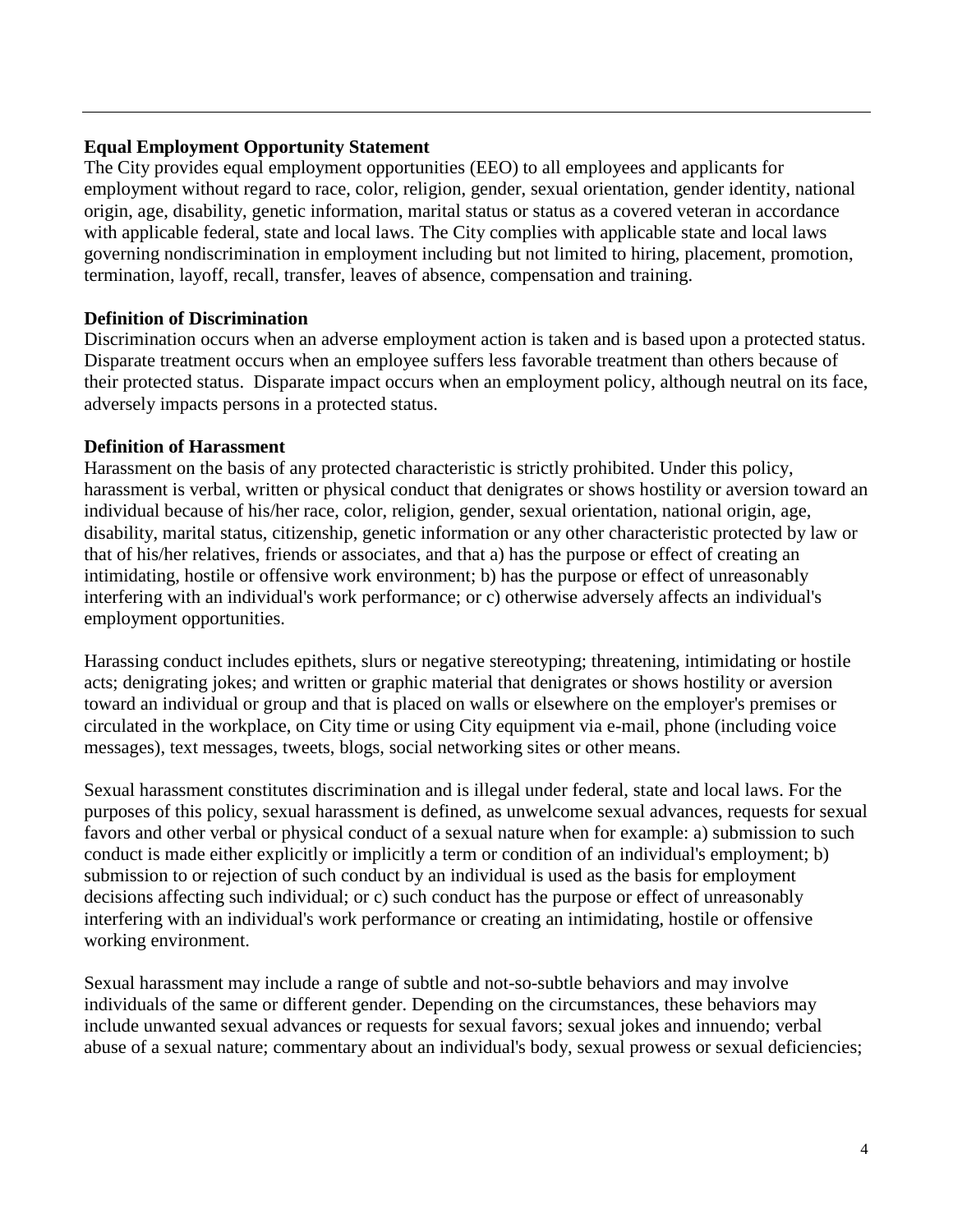**Equal Employment Opportunity Statement**

The City provides equal employment opportunities (EEO) to all employees and applicants for employment without regard to race, color, religion, gender, sexual orientation, gender identity, national origin, age, disability, genetic information, marital status or status as a covered veteran in accordance with applicable federal, state and local laws. The City complies with applicable state and local laws governing nondiscrimination in employment including but not limited to hiring, placement, promotion, termination, layoff, recall, transfer, leaves of absence, compensation and training.

**Definition of Discrimination**

Discrimination occurs when an adverse employment action is taken and is based upon a protected status. Disparate treatment occurs when an employee suffers less favorable treatment than others because of their protected status. Disparate impact occurs when an employment policy, although neutral on its face, adversely impacts persons in a protected status.

**Definition of Harassment**

Harassment on the basis of any protected characteristic is strictly prohibited. Under this policy, harassment is verbal, written or physical conduct that denigrates or shows hostility or aversion toward an individual because of his/her race, color, religion, gender, sexual orientation, national origin, age, disability, marital status, citizenship, genetic information or any other characteristic protected by law or that of his/her relatives, friends or associates, and that a) has the purpose or effect of creating an intimidating, hostile or offensive work environment; b) has the purpose or effect of unreasonably interfering with an individual's work performance; or c) otherwise adversely affects an individual's employment opportunities.

Harassing conduct includes epithets, slurs or negative stereotyping; threatening, intimidating or hostile acts; denigrating jokes; and written or graphic material that denigrates or shows hostility or aversion toward an individual or group and that is placed on walls or elsewhere on the employer's premises or circulated in the workplace, on City time or using City equipment via e-mail, phone (including voice messages), text messages, tweets, blogs, social networking sites or other means.

Sexual harassment constitutes discrimination and is illegal under federal, state and local laws. For the purposes of this policy, sexual harassment is defined, as unwelcome sexual advances, requests for sexual favors and other verbal or physical conduct of a sexual nature when for example: a) submission to such conduct is made either explicitly or implicitly a term or condition of an individual's employment; b) submission to or rejection of such conduct by an individual is used as the basis for employment decisions affecting such individual; or c) such conduct has the purpose or effect of unreasonably interfering with an individual's work performance or creating an intimidating, hostile or offensive working environment.

Sexual harassment may include a range of subtle and not-so-subtle behaviors and may involve individuals of the same or different gender. Depending on the circumstances, these behaviors may include unwanted sexual advances or requests for sexual favors; sexual jokes and innuendo; verbal abuse of a sexual nature; commentary about an individual's body, sexual prowess or sexual deficiencies;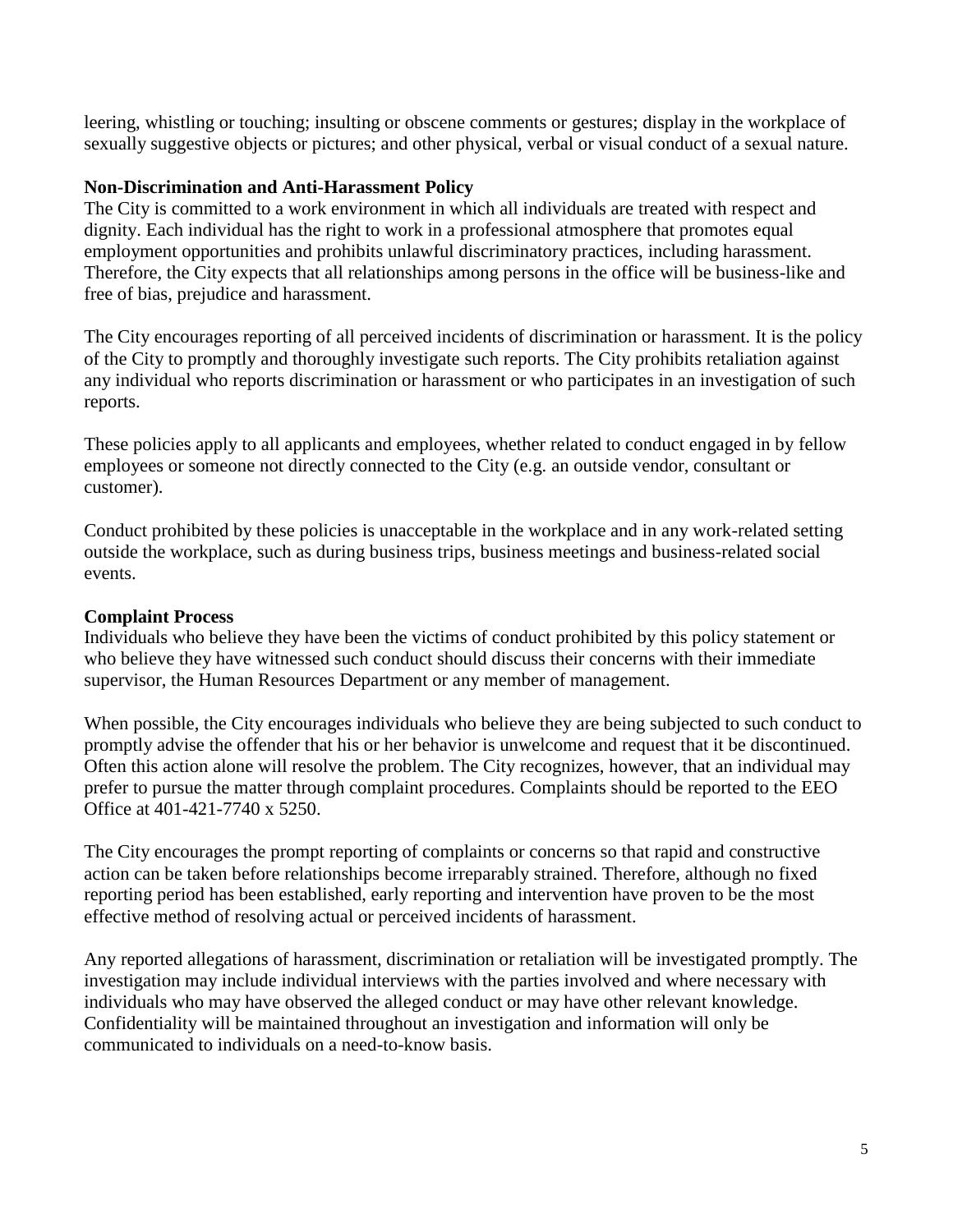leering, whistling or touching; insulting or obscene comments or gestures; display in the workplace of sexually suggestive objects or pictures; and other physical, verbal or visual conduct of a sexual nature.

**Non-Discrimination and Anti-Harassment Policy**

The City is committed to a work environment in which all individuals are treated with respect and dignity. Each individual has the right to work in a professional atmosphere that promotes equal employment opportunities and prohibits unlawful discriminatory practices, including harassment. Therefore, the City expects that all relationships among persons in the office will be business-like and free of bias, prejudice and harassment.

The City encourages reporting of all perceived incidents of discrimination or harassment. It is the policy of the City to promptly and thoroughly investigate such reports. The City prohibits retaliation against any individual who reports discrimination or harassment or who participates in an investigation of such reports.

These policies apply to all applicants and employees, whether related to conduct engaged in by fellow employees or someone not directly connected to the City (e.g. an outside vendor, consultant or customer).

Conduct prohibited by these policies is unacceptable in the workplace and in any work-related setting outside the workplace, such as during business trips, business meetings and business-related social events.

**Complaint Process**

Individuals who believe they have been the victims of conduct prohibited by this policy statement or who believe they have witnessed such conduct should discuss their concerns with their immediate supervisor, the Human Resources Department or any member of management.

When possible, the City encourages individuals who believe they are being subjected to such conduct to promptly advise the offender that his or her behavior is unwelcome and request that it be discontinued. Often this action alone will resolve the problem. The City recognizes, however, that an individual may prefer to pursue the matter through complaint procedures. Complaints should be reported to the EEO Office at 401-421-7740 x 5250.

The City encourages the prompt reporting of complaints or concerns so that rapid and constructive action can be taken before relationships become irreparably strained. Therefore, although no fixed reporting period has been established, early reporting and intervention have proven to be the most effective method of resolving actual or perceived incidents of harassment.

Any reported allegations of harassment, discrimination or retaliation will be investigated promptly. The investigation may include individual interviews with the parties involved and where necessary with individuals who may have observed the alleged conduct or may have other relevant knowledge. Confidentiality will be maintained throughout an investigation and information will only be communicated to individuals on a need-to-know basis.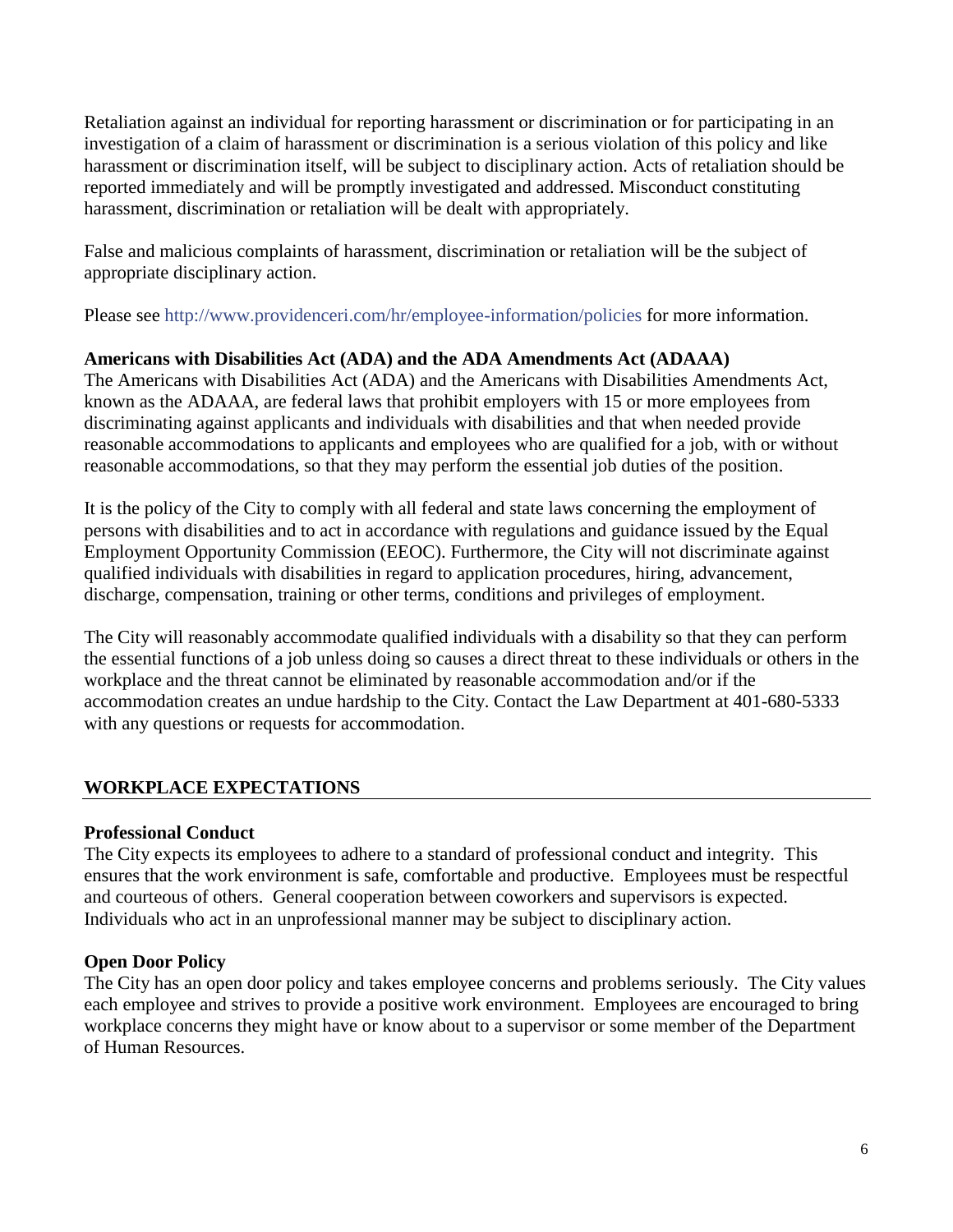Retaliation against an individual for reporting harassment or discrimination or for participating in an investigation of a claim of harassment or discrimination is a serious violation of this policy and like harassment or discrimination itself, will be subject to disciplinary action. Acts of retaliation should be reported immediately and will be promptly investigated and addressed. Misconduct constituting harassment, discrimination or retaliation will be dealt with appropriately.

False and malicious complaints of harassment, discrimination or retaliation will be the subject of appropriate disciplinary action.

Please see http://www.providenceri.com/hr/employee-information/policies for more information.

**Americans with Disabilities Act (ADA) and the ADA Amendments Act (ADAAA)**

The Americans with Disabilities Act (ADA) and the Americans with Disabilities Amendments Act, known as the ADAAA, are federal laws that prohibit employers with 15 or more employees from discriminating against applicants and individuals with disabilities and that when needed provide reasonable accommodations to applicants and employees who are qualified for a job, with or without reasonable accommodations, so that they may perform the essential job duties of the position.

It is the policy of the City to comply with all federal and state laws concerning the employment of persons with disabilities and to act in accordance with regulations and guidance issued by the Equal Employment Opportunity Commission (EEOC). Furthermore, the City will not discriminate against qualified individuals with disabilities in regard to application procedures, hiring, advancement, discharge, compensation, training or other terms, conditions and privileges of employment.

The City will reasonably accommodate qualified individuals with a disability so that they can perform the essential functions of a job unless doing so causes a direct threat to these individuals or others in the workplace and the threat cannot be eliminated by reasonable accommodation and/or if the accommodation creates an undue hardship to the City. Contact the Law Department at 401-680-5333 with any questions or requests for accommodation.

## WORKPLACE EXPECTATIONS

**Professional Conduct**

The City expects its employees to adhere to a standard of professional conduct and integrity. This ensures that the work environment is safe, comfortable and productive. Employees must be respectful and courteous of others. General cooperation between coworkers and supervisors is expected. Individuals who act in an unprofessional manner may be subject to disciplinary action.

**Open Door Policy**

The City has an open door policy and takes employee concerns and problems seriously. The City values each employee and strives to provide a positive work environment. Employees are encouraged to bring workplace concerns they might have or know about to a supervisor or some member of the Department of Human Resources.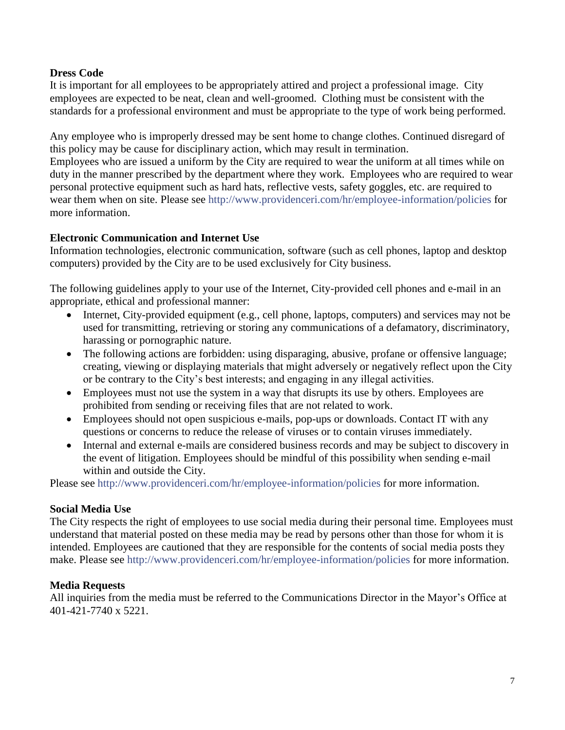**Dress Code**

It is important for all employees to be appropriately attired and project a professional image. City employees are expected to be neat, clean and well-groomed. Clothing must be consistent with the standards for a professional environment and must be appropriate to the type of work being performed.

Any employee who is improperly dressed may be sent home to change clothes. Continued disregard of this policy may be cause for disciplinary action, which may result in termination.
Employees who are issued a uniform by the City are required to wear the uniform at all times while on duty in the manner prescribed by the department where they work. Employees who are required to wear personal protective equipment such as hard hats, reflective vests, safety goggles, etc. are required to wear them when on site. Please see http://www.providenceri.com/hr/employee-information/policies for more information.

**Electronic Communication and Internet Use**

Information technologies, electronic communication, software (such as cell phones, laptop and desktop computers) provided by the City are to be used exclusively for City business.

The following guidelines apply to your use of the Internet, City-provided cell phones and e-mail in an appropriate, ethical and professional manner:

- Internet, City-provided equipment (e.g., cell phone, laptops, computers) and services may not be used for transmitting, retrieving or storing any communications of a defamatory, discriminatory, harassing or pornographic nature.
- The following actions are forbidden: using disparaging, abusive, profane or offensive language; creating, viewing or displaying materials that might adversely or negatively reflect upon the City or be contrary to the City's best interests; and engaging in any illegal activities.
- Employees must not use the system in a way that disrupts its use by others. Employees are prohibited from sending or receiving files that are not related to work.
- Employees should not open suspicious e-mails, pop-ups or downloads. Contact IT with any questions or concerns to reduce the release of viruses or to contain viruses immediately.
- Internal and external e-mails are considered business records and may be subject to discovery in the event of litigation. Employees should be mindful of this possibility when sending e-mail within and outside the City.

Please see http://www.providenceri.com/hr/employee-information/policies for more information.

**Social Media Use**

The City respects the right of employees to use social media during their personal time. Employees must understand that material posted on these media may be read by persons other than those for whom it is intended. Employees are cautioned that they are responsible for the contents of social media posts they make. Please see http://www.providenceri.com/hr/employee-information/policies for more information.

**Media Requests**

All inquiries from the media must be referred to the Communications Director in the Mayor's Office at 401-421-7740 x 5221.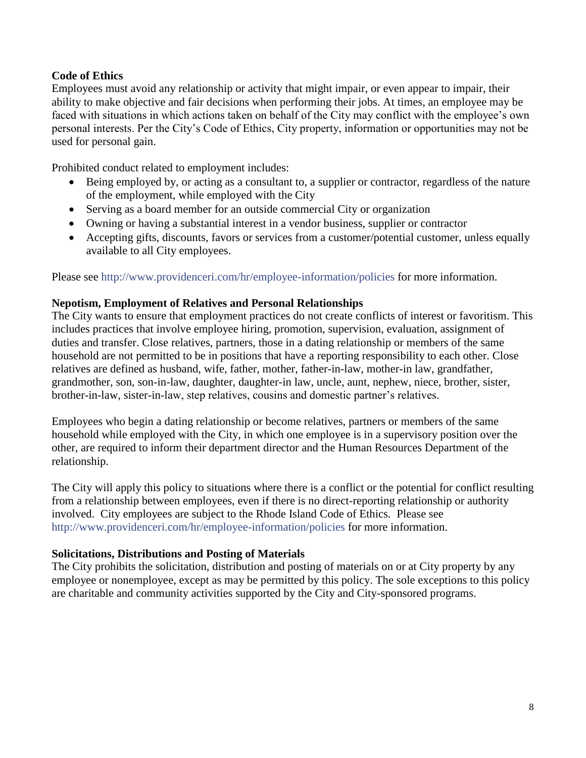**Code of Ethics**

Employees must avoid any relationship or activity that might impair, or even appear to impair, their ability to make objective and fair decisions when performing their jobs. At times, an employee may be faced with situations in which actions taken on behalf of the City may conflict with the employee's own personal interests. Per the City's Code of Ethics, City property, information or opportunities may not be used for personal gain.

Prohibited conduct related to employment includes:

- Being employed by, or acting as a consultant to, a supplier or contractor, regardless of the nature of the employment, while employed with the City
- Serving as a board member for an outside commercial City or organization
- Owning or having a substantial interest in a vendor business, supplier or contractor
- Accepting gifts, discounts, favors or services from a customer/potential customer, unless equally available to all City employees.

Please see http://www.providenceri.com/hr/employee-information/policies for more information.

**Nepotism, Employment of Relatives and Personal Relationships**

The City wants to ensure that employment practices do not create conflicts of interest or favoritism. This includes practices that involve employee hiring, promotion, supervision, evaluation, assignment of duties and transfer. Close relatives, partners, those in a dating relationship or members of the same household are not permitted to be in positions that have a reporting responsibility to each other. Close relatives are defined as husband, wife, father, mother, father-in-law, mother-in law, grandfather, grandmother, son, son-in-law, daughter, daughter-in law, uncle, aunt, nephew, niece, brother, sister, brother-in-law, sister-in-law, step relatives, cousins and domestic partner's relatives.

Employees who begin a dating relationship or become relatives, partners or members of the same household while employed with the City, in which one employee is in a supervisory position over the other, are required to inform their department director and the Human Resources Department of the relationship.

The City will apply this policy to situations where there is a conflict or the potential for conflict resulting from a relationship between employees, even if there is no direct-reporting relationship or authority involved. City employees are subject to the Rhode Island Code of Ethics. Please see http://www.providenceri.com/hr/employee-information/policies for more information.

**Solicitations, Distributions and Posting of Materials**

The City prohibits the solicitation, distribution and posting of materials on or at City property by any employee or nonemployee, except as may be permitted by this policy. The sole exceptions to this policy are charitable and community activities supported by the City and City-sponsored programs.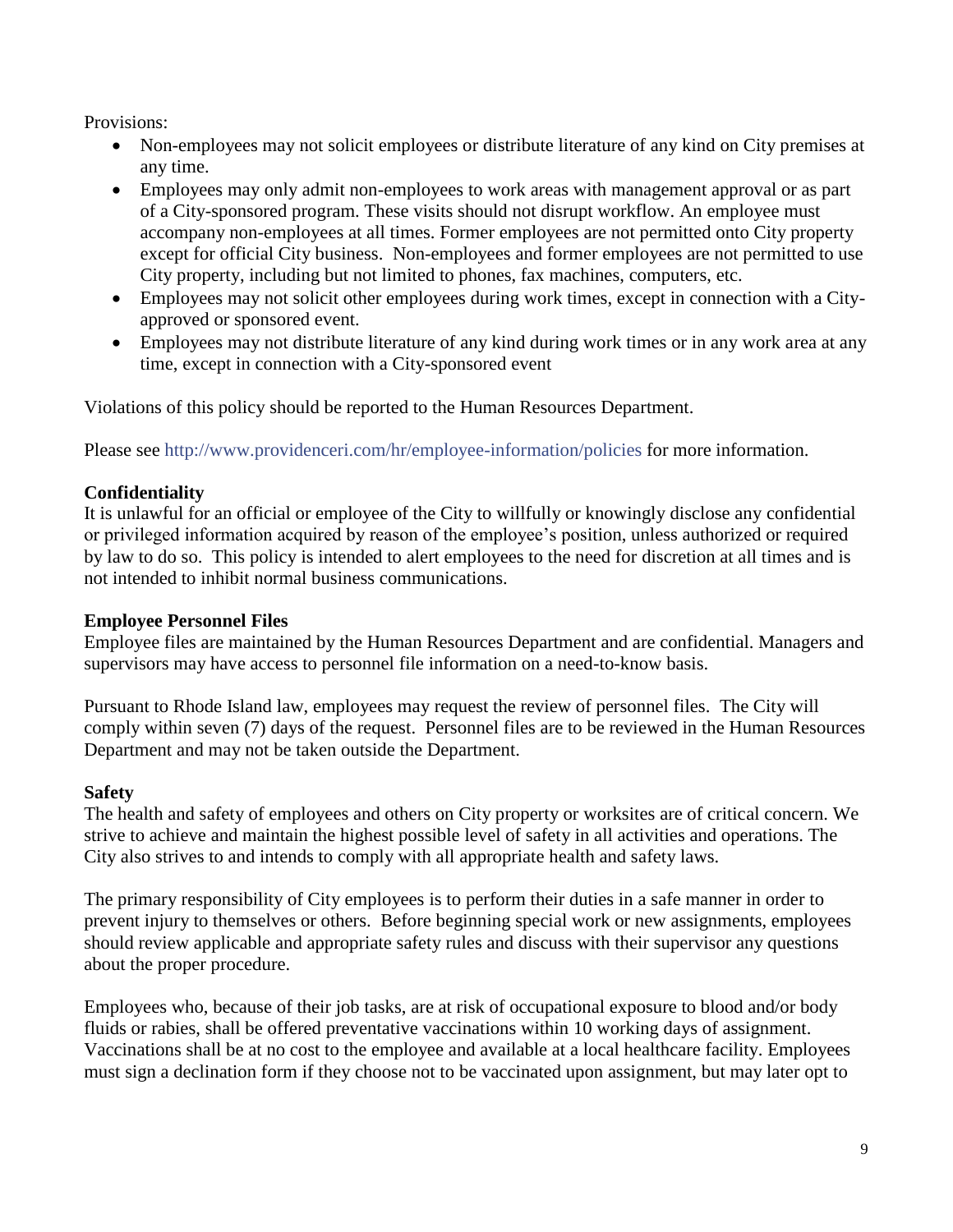Provisions:

- Non-employees may not solicit employees or distribute literature of any kind on City premises at any time.
- Employees may only admit non-employees to work areas with management approval or as part of a City-sponsored program. These visits should not disrupt workflow. An employee must accompany non-employees at all times. Former employees are not permitted onto City property except for official City business. Non-employees and former employees are not permitted to use City property, including but not limited to phones, fax machines, computers, etc.
- Employees may not solicit other employees during work times, except in connection with a City-approved or sponsored event.
- Employees may not distribute literature of any kind during work times or in any work area at any time, except in connection with a City-sponsored event

Violations of this policy should be reported to the Human Resources Department.

Please see http://www.providenceri.com/hr/employee-information/policies for more information.

**Confidentiality**

It is unlawful for an official or employee of the City to willfully or knowingly disclose any confidential or privileged information acquired by reason of the employee's position, unless authorized or required by law to do so. This policy is intended to alert employees to the need for discretion at all times and is not intended to inhibit normal business communications.

**Employee Personnel Files**

Employee files are maintained by the Human Resources Department and are confidential. Managers and supervisors may have access to personnel file information on a need-to-know basis.

Pursuant to Rhode Island law, employees may request the review of personnel files. The City will comply within seven (7) days of the request. Personnel files are to be reviewed in the Human Resources Department and may not be taken outside the Department.

**Safety**

The health and safety of employees and others on City property or worksites are of critical concern. We strive to achieve and maintain the highest possible level of safety in all activities and operations. The City also strives to and intends to comply with all appropriate health and safety laws.

The primary responsibility of City employees is to perform their duties in a safe manner in order to prevent injury to themselves or others. Before beginning special work or new assignments, employees should review applicable and appropriate safety rules and discuss with their supervisor any questions about the proper procedure.

Employees who, because of their job tasks, are at risk of occupational exposure to blood and/or body fluids or rabies, shall be offered preventative vaccinations within 10 working days of assignment. Vaccinations shall be at no cost to the employee and available at a local healthcare facility. Employees must sign a declination form if they choose not to be vaccinated upon assignment, but may later opt to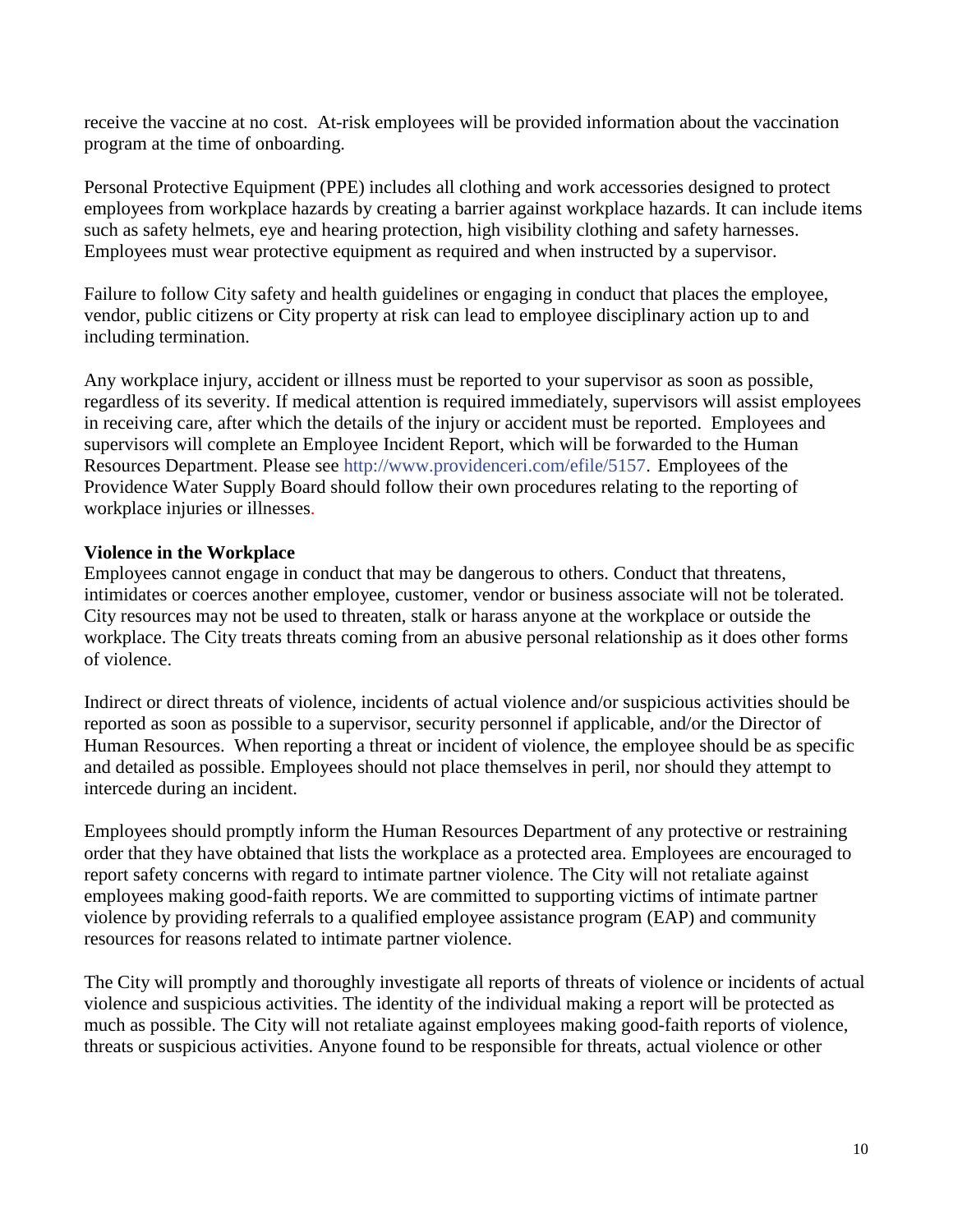receive the vaccine at no cost. At-risk employees will be provided information about the vaccination program at the time of onboarding.

Personal Protective Equipment (PPE) includes all clothing and work accessories designed to protect employees from workplace hazards by creating a barrier against workplace hazards. It can include items such as safety helmets, eye and hearing protection, high visibility clothing and safety harnesses. Employees must wear protective equipment as required and when instructed by a supervisor.

Failure to follow City safety and health guidelines or engaging in conduct that places the employee, vendor, public citizens or City property at risk can lead to employee disciplinary action up to and including termination.

Any workplace injury, accident or illness must be reported to your supervisor as soon as possible, regardless of its severity. If medical attention is required immediately, supervisors will assist employees in receiving care, after which the details of the injury or accident must be reported. Employees and supervisors will complete an Employee Incident Report, which will be forwarded to the Human Resources Department. Please see http://www.providenceri.com/efile/5157. Employees of the Providence Water Supply Board should follow their own procedures relating to the reporting of workplace injuries or illnesses.

**Violence in the Workplace**

Employees cannot engage in conduct that may be dangerous to others. Conduct that threatens, intimidates or coerces another employee, customer, vendor or business associate will not be tolerated. City resources may not be used to threaten, stalk or harass anyone at the workplace or outside the workplace. The City treats threats coming from an abusive personal relationship as it does other forms of violence.

Indirect or direct threats of violence, incidents of actual violence and/or suspicious activities should be reported as soon as possible to a supervisor, security personnel if applicable, and/or the Director of Human Resources. When reporting a threat or incident of violence, the employee should be as specific and detailed as possible. Employees should not place themselves in peril, nor should they attempt to intercede during an incident.

Employees should promptly inform the Human Resources Department of any protective or restraining order that they have obtained that lists the workplace as a protected area. Employees are encouraged to report safety concerns with regard to intimate partner violence. The City will not retaliate against employees making good-faith reports. We are committed to supporting victims of intimate partner violence by providing referrals to a qualified employee assistance program (EAP) and community resources for reasons related to intimate partner violence.

The City will promptly and thoroughly investigate all reports of threats of violence or incidents of actual violence and suspicious activities. The identity of the individual making a report will be protected as much as possible. The City will not retaliate against employees making good-faith reports of violence, threats or suspicious activities. Anyone found to be responsible for threats, actual violence or other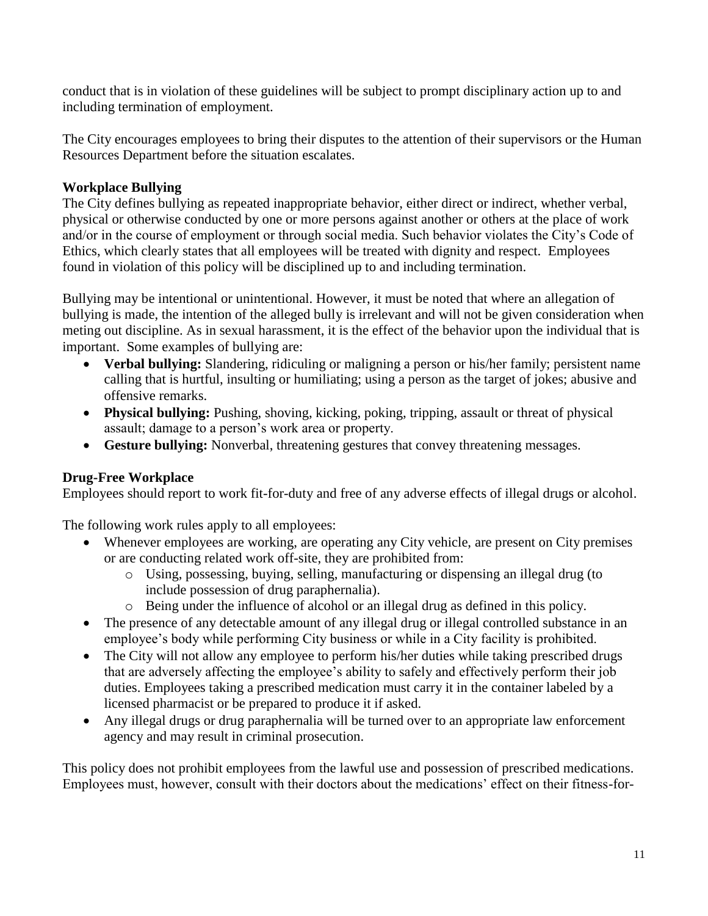conduct that is in violation of these guidelines will be subject to prompt disciplinary action up to and including termination of employment.

The City encourages employees to bring their disputes to the attention of their supervisors or the Human Resources Department before the situation escalates.

**Workplace Bullying**

The City defines bullying as repeated inappropriate behavior, either direct or indirect, whether verbal, physical or otherwise conducted by one or more persons against another or others at the place of work and/or in the course of employment or through social media. Such behavior violates the City's Code of Ethics, which clearly states that all employees will be treated with dignity and respect. Employees found in violation of this policy will be disciplined up to and including termination.

Bullying may be intentional or unintentional. However, it must be noted that where an allegation of bullying is made, the intention of the alleged bully is irrelevant and will not be given consideration when meting out discipline. As in sexual harassment, it is the effect of the behavior upon the individual that is important. Some examples of bullying are:

- **Verbal bullying:** Slandering, ridiculing or maligning a person or his/her family; persistent name calling that is hurtful, insulting or humiliating; using a person as the target of jokes; abusive and offensive remarks.
- **Physical bullying:** Pushing, shoving, kicking, poking, tripping, assault or threat of physical assault; damage to a person's work area or property.
- **Gesture bullying:** Nonverbal, threatening gestures that convey threatening messages.

**Drug-Free Workplace**

Employees should report to work fit-for-duty and free of any adverse effects of illegal drugs or alcohol.

The following work rules apply to all employees:

- Whenever employees are working, are operating any City vehicle, are present on City premises or are conducting related work off-site, they are prohibited from:
  - Using, possessing, buying, selling, manufacturing or dispensing an illegal drug (to include possession of drug paraphernalia).
  - Being under the influence of alcohol or an illegal drug as defined in this policy.
- The presence of any detectable amount of any illegal drug or illegal controlled substance in an employee's body while performing City business or while in a City facility is prohibited.
- The City will not allow any employee to perform his/her duties while taking prescribed drugs that are adversely affecting the employee's ability to safely and effectively perform their job duties. Employees taking a prescribed medication must carry it in the container labeled by a licensed pharmacist or be prepared to produce it if asked.
- Any illegal drugs or drug paraphernalia will be turned over to an appropriate law enforcement agency and may result in criminal prosecution.

This policy does not prohibit employees from the lawful use and possession of prescribed medications. Employees must, however, consult with their doctors about the medications' effect on their fitness-for-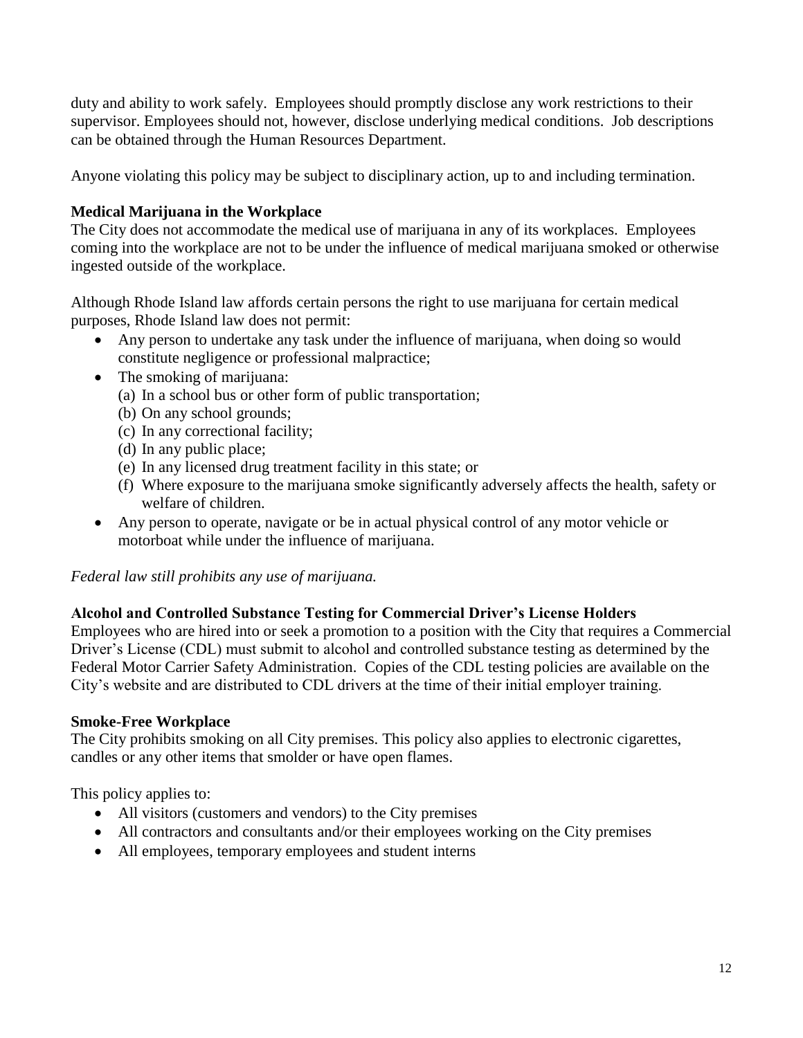duty and ability to work safely. Employees should promptly disclose any work restrictions to their supervisor. Employees should not, however, disclose underlying medical conditions. Job descriptions can be obtained through the Human Resources Department.

Anyone violating this policy may be subject to disciplinary action, up to and including termination.

**Medical Marijuana in the Workplace**

The City does not accommodate the medical use of marijuana in any of its workplaces. Employees coming into the workplace are not to be under the influence of medical marijuana smoked or otherwise ingested outside of the workplace.

Although Rhode Island law affords certain persons the right to use marijuana for certain medical purposes, Rhode Island law does not permit:

- Any person to undertake any task under the influence of marijuana, when doing so would constitute negligence or professional malpractice;
- The smoking of marijuana:
  (a) In a school bus or other form of public transportation;
  (b) On any school grounds;
  (c) In any correctional facility;
  (d) In any public place;
  (e) In any licensed drug treatment facility in this state; or
  (f) Where exposure to the marijuana smoke significantly adversely affects the health, safety or welfare of children.
- Any person to operate, navigate or be in actual physical control of any motor vehicle or motorboat while under the influence of marijuana.

*Federal law still prohibits any use of marijuana.*

**Alcohol and Controlled Substance Testing for Commercial Driver's License Holders**

Employees who are hired into or seek a promotion to a position with the City that requires a Commercial Driver's License (CDL) must submit to alcohol and controlled substance testing as determined by the Federal Motor Carrier Safety Administration. Copies of the CDL testing policies are available on the City's website and are distributed to CDL drivers at the time of their initial employer training.

**Smoke-Free Workplace**

The City prohibits smoking on all City premises. This policy also applies to electronic cigarettes, candles or any other items that smolder or have open flames.

This policy applies to:

- All visitors (customers and vendors) to the City premises
- All contractors and consultants and/or their employees working on the City premises
- All employees, temporary employees and student interns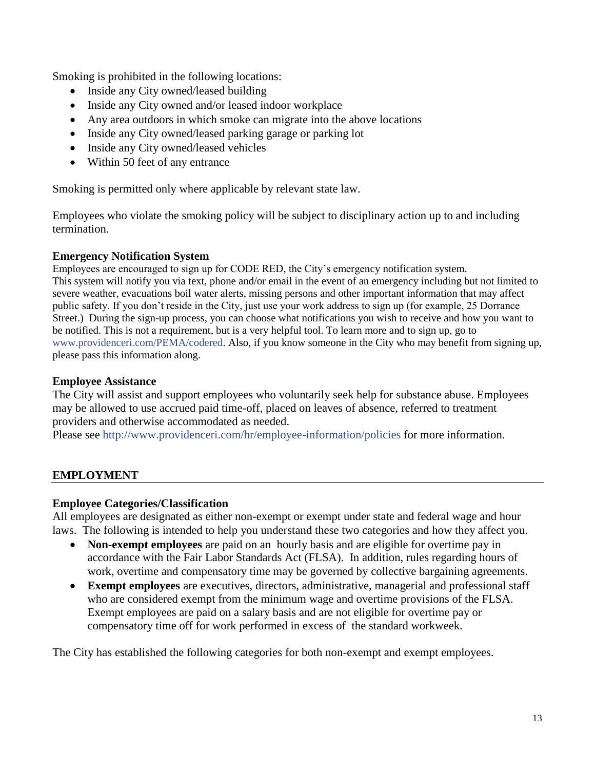Smoking is prohibited in the following locations:

- Inside any City owned/leased building
- Inside any City owned and/or leased indoor workplace
- Any area outdoors in which smoke can migrate into the above locations
- Inside any City owned/leased parking garage or parking lot
- Inside any City owned/leased vehicles
- Within 50 feet of any entrance

Smoking is permitted only where applicable by relevant state law.

Employees who violate the smoking policy will be subject to disciplinary action up to and including termination.

**Emergency Notification System**

Employees are encouraged to sign up for CODE RED, the City's emergency notification system. This system will notify you via text, phone and/or email in the event of an emergency including but not limited to severe weather, evacuations boil water alerts, missing persons and other important information that may affect public safety. If you don't reside in the City, just use your work address to sign up (for example, 25 Dorrance Street.) During the sign-up process, you can choose what notifications you wish to receive and how you want to be notified. This is not a requirement, but is a very helpful tool. To learn more and to sign up, go to www.providenceri.com/PEMA/codered. Also, if you know someone in the City who may benefit from signing up, please pass this information along.

**Employee Assistance**

The City will assist and support employees who voluntarily seek help for substance abuse. Employees may be allowed to use accrued paid time-off, placed on leaves of absence, referred to treatment providers and otherwise accommodated as needed.
Please see http://www.providenceri.com/hr/employee-information/policies for more information.

## EMPLOYMENT

**Employee Categories/Classification**

All employees are designated as either non-exempt or exempt under state and federal wage and hour laws. The following is intended to help you understand these two categories and how they affect you.

- **Non-exempt employees** are paid on an hourly basis and are eligible for overtime pay in accordance with the Fair Labor Standards Act (FLSA). In addition, rules regarding hours of work, overtime and compensatory time may be governed by collective bargaining agreements.
- **Exempt employees** are executives, directors, administrative, managerial and professional staff who are considered exempt from the minimum wage and overtime provisions of the FLSA. Exempt employees are paid on a salary basis and are not eligible for overtime pay or compensatory time off for work performed in excess of the standard workweek.

The City has established the following categories for both non-exempt and exempt employees.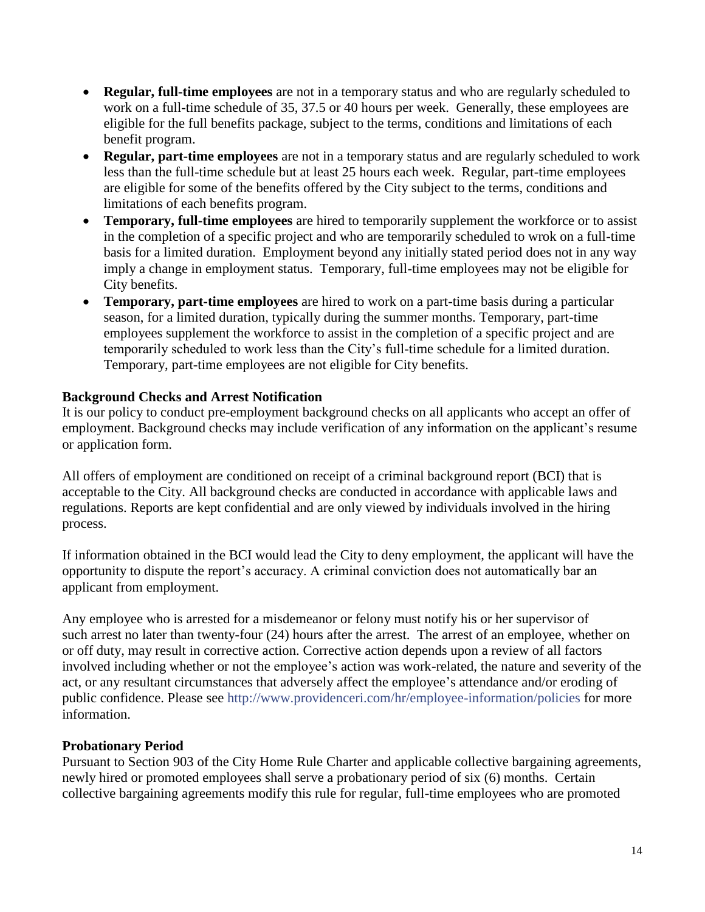- **Regular, full-time employees** are not in a temporary status and who are regularly scheduled to work on a full-time schedule of 35, 37.5 or 40 hours per week. Generally, these employees are eligible for the full benefits package, subject to the terms, conditions and limitations of each benefit program.
- **Regular, part-time employees** are not in a temporary status and are regularly scheduled to work less than the full-time schedule but at least 25 hours each week. Regular, part-time employees are eligible for some of the benefits offered by the City subject to the terms, conditions and limitations of each benefits program.
- **Temporary, full-time employees** are hired to temporarily supplement the workforce or to assist in the completion of a specific project and who are temporarily scheduled to wrok on a full-time basis for a limited duration. Employment beyond any initially stated period does not in any way imply a change in employment status. Temporary, full-time employees may not be eligible for City benefits.
- **Temporary, part-time employees** are hired to work on a part-time basis during a particular season, for a limited duration, typically during the summer months. Temporary, part-time employees supplement the workforce to assist in the completion of a specific project and are temporarily scheduled to work less than the City's full-time schedule for a limited duration. Temporary, part-time employees are not eligible for City benefits.

### Background Checks and Arrest Notification

It is our policy to conduct pre-employment background checks on all applicants who accept an offer of employment. Background checks may include verification of any information on the applicant's resume or application form.

All offers of employment are conditioned on receipt of a criminal background report (BCI) that is acceptable to the City. All background checks are conducted in accordance with applicable laws and regulations. Reports are kept confidential and are only viewed by individuals involved in the hiring process.

If information obtained in the BCI would lead the City to deny employment, the applicant will have the opportunity to dispute the report's accuracy. A criminal conviction does not automatically bar an applicant from employment.

Any employee who is arrested for a misdemeanor or felony must notify his or her supervisor of such arrest no later than twenty-four (24) hours after the arrest. The arrest of an employee, whether on or off duty, may result in corrective action. Corrective action depends upon a review of all factors involved including whether or not the employee's action was work-related, the nature and severity of the act, or any resultant circumstances that adversely affect the employee's attendance and/or eroding of public confidence. Please see http://www.providenceri.com/hr/employee-information/policies for more information.

### Probationary Period

Pursuant to Section 903 of the City Home Rule Charter and applicable collective bargaining agreements, newly hired or promoted employees shall serve a probationary period of six (6) months. Certain collective bargaining agreements modify this rule for regular, full-time employees who are promoted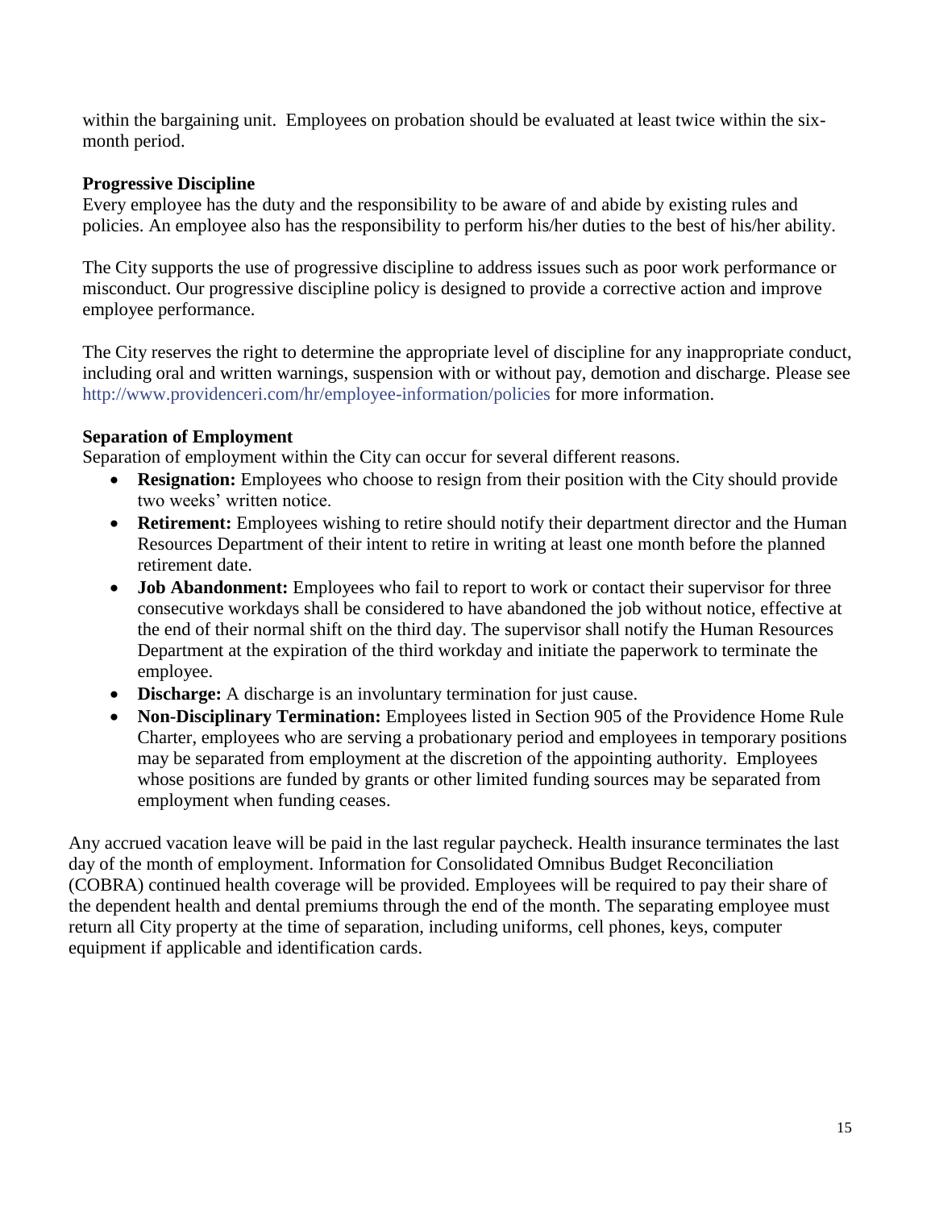within the bargaining unit. Employees on probation should be evaluated at least twice within the six-month period.

**Progressive Discipline**

Every employee has the duty and the responsibility to be aware of and abide by existing rules and policies. An employee also has the responsibility to perform his/her duties to the best of his/her ability.

The City supports the use of progressive discipline to address issues such as poor work performance or misconduct. Our progressive discipline policy is designed to provide a corrective action and improve employee performance.

The City reserves the right to determine the appropriate level of discipline for any inappropriate conduct, including oral and written warnings, suspension with or without pay, demotion and discharge. Please see http://www.providenceri.com/hr/employee-information/policies for more information.

**Separation of Employment**

Separation of employment within the City can occur for several different reasons.

- **Resignation:** Employees who choose to resign from their position with the City should provide two weeks' written notice.
- **Retirement:** Employees wishing to retire should notify their department director and the Human Resources Department of their intent to retire in writing at least one month before the planned retirement date.
- **Job Abandonment:** Employees who fail to report to work or contact their supervisor for three consecutive workdays shall be considered to have abandoned the job without notice, effective at the end of their normal shift on the third day. The supervisor shall notify the Human Resources Department at the expiration of the third workday and initiate the paperwork to terminate the employee.
- **Discharge:** A discharge is an involuntary termination for just cause.
- **Non-Disciplinary Termination:** Employees listed in Section 905 of the Providence Home Rule Charter, employees who are serving a probationary period and employees in temporary positions may be separated from employment at the discretion of the appointing authority. Employees whose positions are funded by grants or other limited funding sources may be separated from employment when funding ceases.

Any accrued vacation leave will be paid in the last regular paycheck. Health insurance terminates the last day of the month of employment. Information for Consolidated Omnibus Budget Reconciliation (COBRA) continued health coverage will be provided. Employees will be required to pay their share of the dependent health and dental premiums through the end of the month. The separating employee must return all City property at the time of separation, including uniforms, cell phones, keys, computer equipment if applicable and identification cards.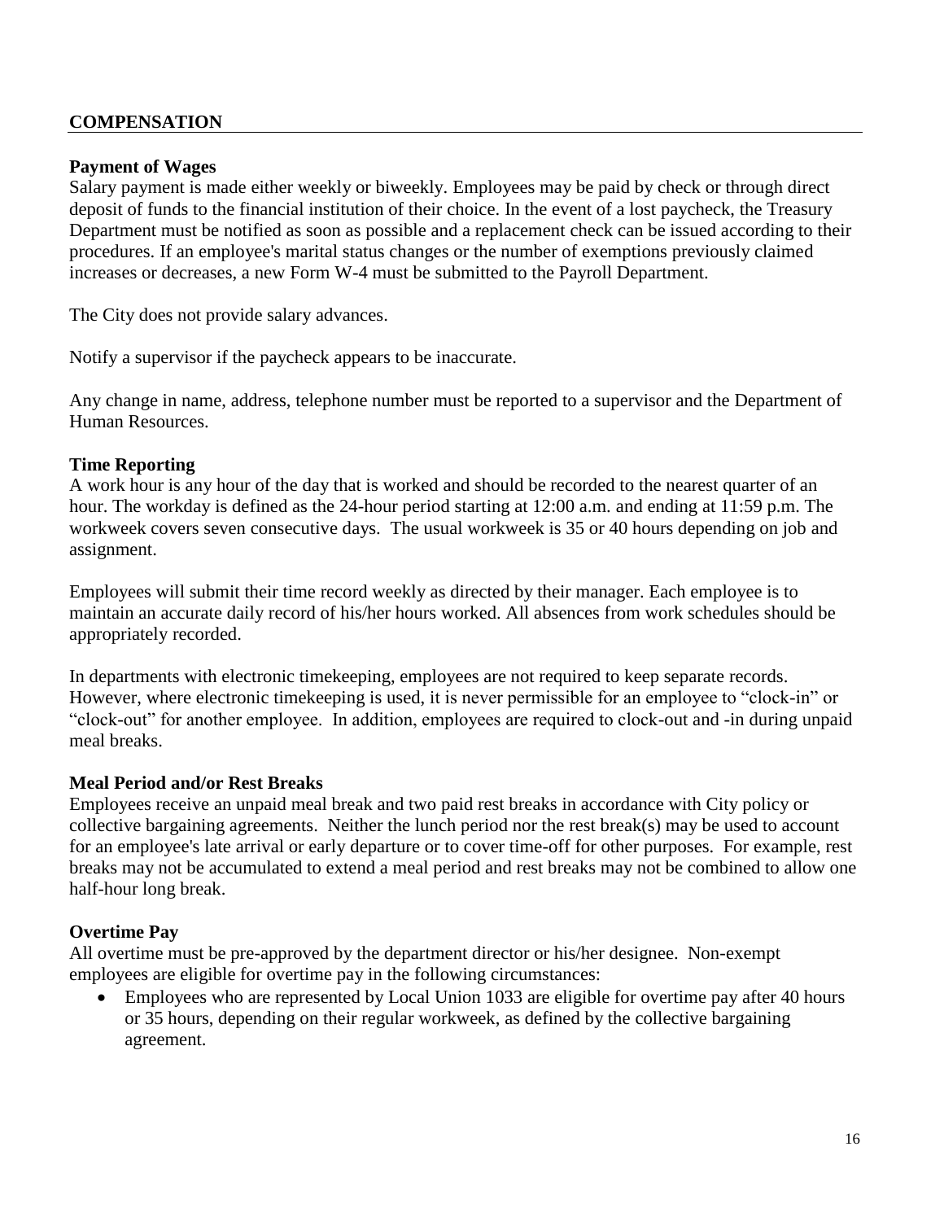## COMPENSATION

### Payment of Wages

Salary payment is made either weekly or biweekly. Employees may be paid by check or through direct deposit of funds to the financial institution of their choice. In the event of a lost paycheck, the Treasury Department must be notified as soon as possible and a replacement check can be issued according to their procedures. If an employee's marital status changes or the number of exemptions previously claimed increases or decreases, a new Form W-4 must be submitted to the Payroll Department.

The City does not provide salary advances.

Notify a supervisor if the paycheck appears to be inaccurate.

Any change in name, address, telephone number must be reported to a supervisor and the Department of Human Resources.

### Time Reporting

A work hour is any hour of the day that is worked and should be recorded to the nearest quarter of an hour. The workday is defined as the 24-hour period starting at 12:00 a.m. and ending at 11:59 p.m. The workweek covers seven consecutive days. The usual workweek is 35 or 40 hours depending on job and assignment.

Employees will submit their time record weekly as directed by their manager. Each employee is to maintain an accurate daily record of his/her hours worked. All absences from work schedules should be appropriately recorded.

In departments with electronic timekeeping, employees are not required to keep separate records. However, where electronic timekeeping is used, it is never permissible for an employee to "clock-in" or "clock-out" for another employee. In addition, employees are required to clock-out and -in during unpaid meal breaks.

### Meal Period and/or Rest Breaks

Employees receive an unpaid meal break and two paid rest breaks in accordance with City policy or collective bargaining agreements. Neither the lunch period nor the rest break(s) may be used to account for an employee's late arrival or early departure or to cover time-off for other purposes. For example, rest breaks may not be accumulated to extend a meal period and rest breaks may not be combined to allow one half-hour long break.

### Overtime Pay

All overtime must be pre-approved by the department director or his/her designee. Non-exempt employees are eligible for overtime pay in the following circumstances:

- Employees who are represented by Local Union 1033 are eligible for overtime pay after 40 hours or 35 hours, depending on their regular workweek, as defined by the collective bargaining agreement.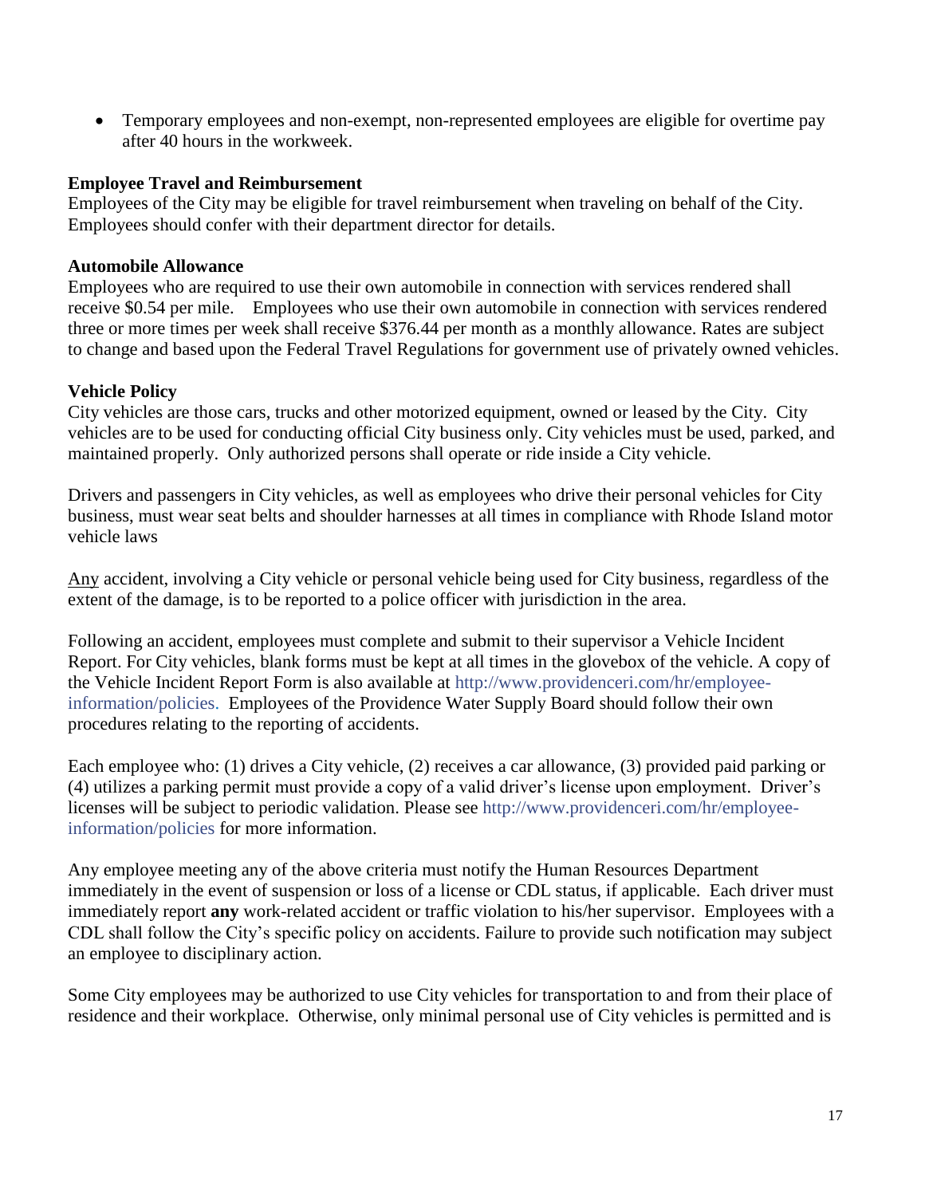- Temporary employees and non-exempt, non-represented employees are eligible for overtime pay after 40 hours in the workweek.

**Employee Travel and Reimbursement**
Employees of the City may be eligible for travel reimbursement when traveling on behalf of the City. Employees should confer with their department director for details.

**Automobile Allowance**
Employees who are required to use their own automobile in connection with services rendered shall receive $0.54 per mile. Employees who use their own automobile in connection with services rendered three or more times per week shall receive $376.44 per month as a monthly allowance. Rates are subject to change and based upon the Federal Travel Regulations for government use of privately owned vehicles.

**Vehicle Policy**
City vehicles are those cars, trucks and other motorized equipment, owned or leased by the City. City vehicles are to be used for conducting official City business only. City vehicles must be used, parked, and maintained properly. Only authorized persons shall operate or ride inside a City vehicle.

Drivers and passengers in City vehicles, as well as employees who drive their personal vehicles for City business, must wear seat belts and shoulder harnesses at all times in compliance with Rhode Island motor vehicle laws

<u>Any</u> accident, involving a City vehicle or personal vehicle being used for City business, regardless of the extent of the damage, is to be reported to a police officer with jurisdiction in the area.

Following an accident, employees must complete and submit to their supervisor a Vehicle Incident Report. For City vehicles, blank forms must be kept at all times in the glovebox of the vehicle. A copy of the Vehicle Incident Report Form is also available at http://www.providenceri.com/hr/employee-information/policies. Employees of the Providence Water Supply Board should follow their own procedures relating to the reporting of accidents.

Each employee who: (1) drives a City vehicle, (2) receives a car allowance, (3) provided paid parking or (4) utilizes a parking permit must provide a copy of a valid driver's license upon employment. Driver's licenses will be subject to periodic validation. Please see http://www.providenceri.com/hr/employee-information/policies for more information.

Any employee meeting any of the above criteria must notify the Human Resources Department immediately in the event of suspension or loss of a license or CDL status, if applicable. Each driver must immediately report **any** work-related accident or traffic violation to his/her supervisor. Employees with a CDL shall follow the City's specific policy on accidents. Failure to provide such notification may subject an employee to disciplinary action.

Some City employees may be authorized to use City vehicles for transportation to and from their place of residence and their workplace. Otherwise, only minimal personal use of City vehicles is permitted and is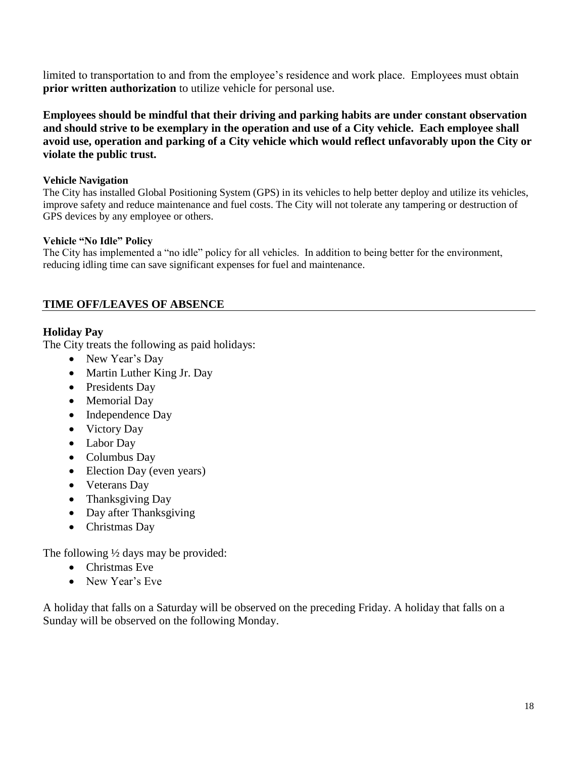limited to transportation to and from the employee's residence and work place. Employees must obtain **prior written authorization** to utilize vehicle for personal use.

**Employees should be mindful that their driving and parking habits are under constant observation and should strive to be exemplary in the operation and use of a City vehicle. Each employee shall avoid use, operation and parking of a City vehicle which would reflect unfavorably upon the City or violate the public trust.**

#### Vehicle Navigation

The City has installed Global Positioning System (GPS) in its vehicles to help better deploy and utilize its vehicles, improve safety and reduce maintenance and fuel costs. The City will not tolerate any tampering or destruction of GPS devices by any employee or others.

#### Vehicle "No Idle" Policy

The City has implemented a "no idle" policy for all vehicles. In addition to being better for the environment, reducing idling time can save significant expenses for fuel and maintenance.

## TIME OFF/LEAVES OF ABSENCE

### Holiday Pay

The City treats the following as paid holidays:

- New Year's Day
- Martin Luther King Jr. Day
- Presidents Day
- Memorial Day
- Independence Day
- Victory Day
- Labor Day
- Columbus Day
- Election Day (even years)
- Veterans Day
- Thanksgiving Day
- Day after Thanksgiving
- Christmas Day

The following ½ days may be provided:

- Christmas Eve
- New Year's Eve

A holiday that falls on a Saturday will be observed on the preceding Friday. A holiday that falls on a Sunday will be observed on the following Monday.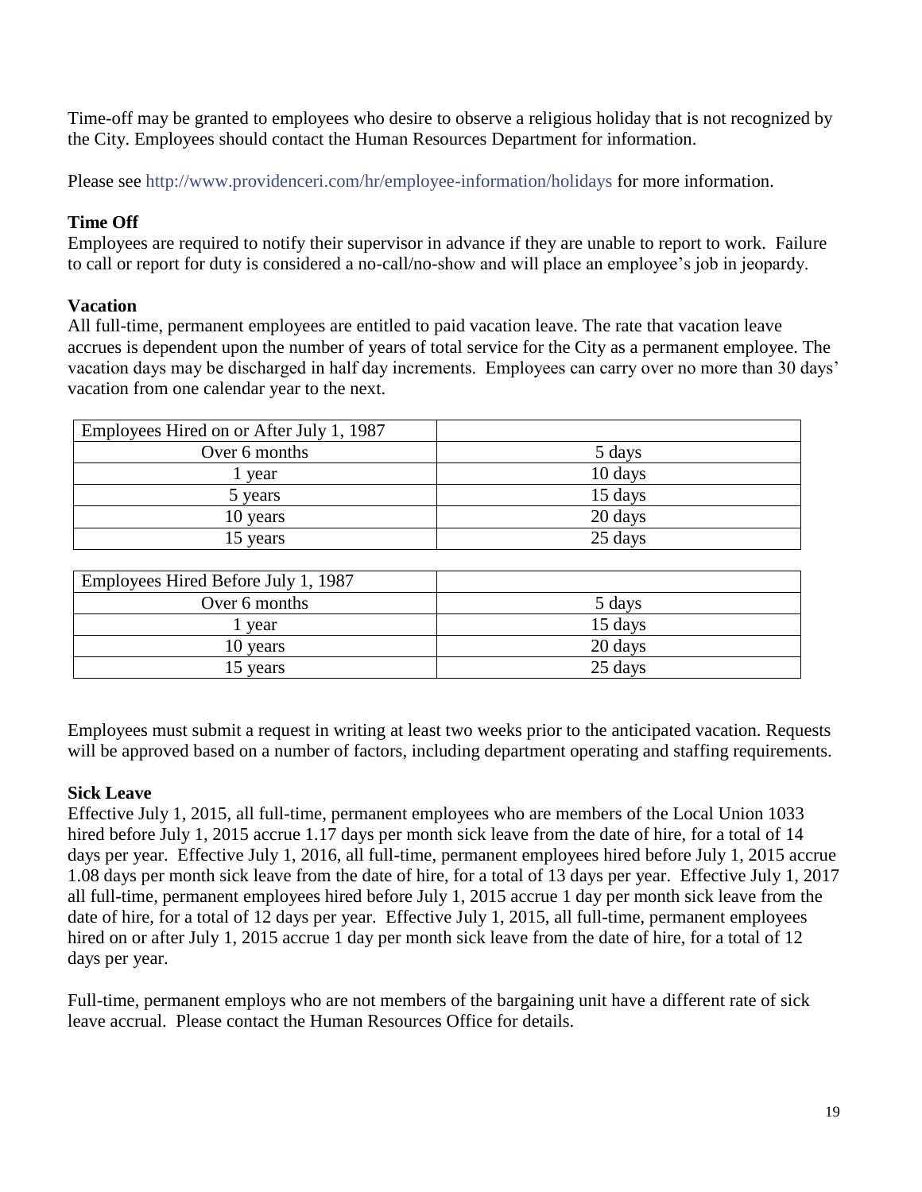Time-off may be granted to employees who desire to observe a religious holiday that is not recognized by the City. Employees should contact the Human Resources Department for information.

Please see http://www.providenceri.com/hr/employee-information/holidays for more information.

**Time Off**

Employees are required to notify their supervisor in advance if they are unable to report to work. Failure to call or report for duty is considered a no-call/no-show and will place an employee's job in jeopardy.

**Vacation**

All full-time, permanent employees are entitled to paid vacation leave. The rate that vacation leave accrues is dependent upon the number of years of total service for the City as a permanent employee. The vacation days may be discharged in half day increments. Employees can carry over no more than 30 days' vacation from one calendar year to the next.

| Employees Hired on or After July 1, 1987 | |
|---|---|
| Over 6 months | 5 days |
| 1 year | 10 days |
| 5 years | 15 days |
| 10 years | 20 days |
| 15 years | 25 days |

| Employees Hired Before July 1, 1987 | |
|---|---|
| Over 6 months | 5 days |
| 1 year | 15 days |
| 10 years | 20 days |
| 15 years | 25 days |

Employees must submit a request in writing at least two weeks prior to the anticipated vacation. Requests will be approved based on a number of factors, including department operating and staffing requirements.

**Sick Leave**

Effective July 1, 2015, all full-time, permanent employees who are members of the Local Union 1033 hired before July 1, 2015 accrue 1.17 days per month sick leave from the date of hire, for a total of 14 days per year. Effective July 1, 2016, all full-time, permanent employees hired before July 1, 2015 accrue 1.08 days per month sick leave from the date of hire, for a total of 13 days per year. Effective July 1, 2017 all full-time, permanent employees hired before July 1, 2015 accrue 1 day per month sick leave from the date of hire, for a total of 12 days per year. Effective July 1, 2015, all full-time, permanent employees hired on or after July 1, 2015 accrue 1 day per month sick leave from the date of hire, for a total of 12 days per year.

Full-time, permanent employs who are not members of the bargaining unit have a different rate of sick leave accrual. Please contact the Human Resources Office for details.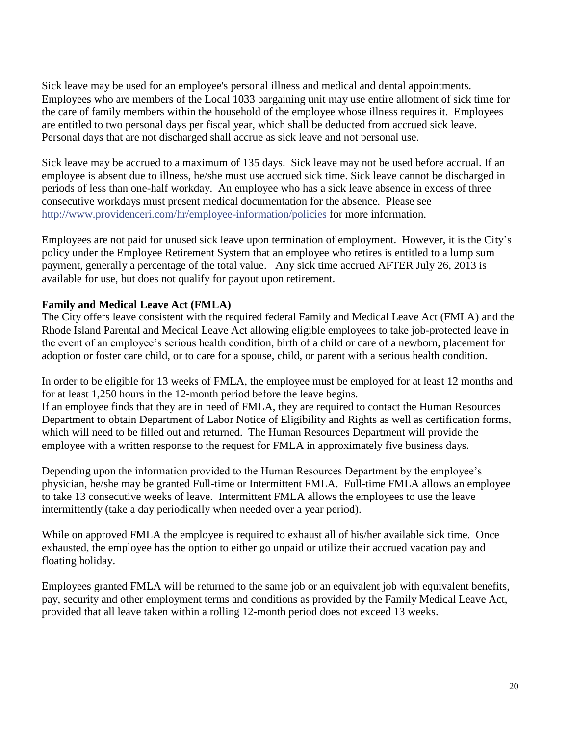Sick leave may be used for an employee's personal illness and medical and dental appointments. Employees who are members of the Local 1033 bargaining unit may use entire allotment of sick time for the care of family members within the household of the employee whose illness requires it. Employees are entitled to two personal days per fiscal year, which shall be deducted from accrued sick leave. Personal days that are not discharged shall accrue as sick leave and not personal use.

Sick leave may be accrued to a maximum of 135 days. Sick leave may not be used before accrual. If an employee is absent due to illness, he/she must use accrued sick time. Sick leave cannot be discharged in periods of less than one-half workday. An employee who has a sick leave absence in excess of three consecutive workdays must present medical documentation for the absence. Please see http://www.providenceri.com/hr/employee-information/policies for more information.

Employees are not paid for unused sick leave upon termination of employment. However, it is the City's policy under the Employee Retirement System that an employee who retires is entitled to a lump sum payment, generally a percentage of the total value. Any sick time accrued AFTER July 26, 2013 is available for use, but does not qualify for payout upon retirement.

**Family and Medical Leave Act (FMLA)**

The City offers leave consistent with the required federal Family and Medical Leave Act (FMLA) and the Rhode Island Parental and Medical Leave Act allowing eligible employees to take job-protected leave in the event of an employee's serious health condition, birth of a child or care of a newborn, placement for adoption or foster care child, or to care for a spouse, child, or parent with a serious health condition.

In order to be eligible for 13 weeks of FMLA, the employee must be employed for at least 12 months and for at least 1,250 hours in the 12-month period before the leave begins.

If an employee finds that they are in need of FMLA, they are required to contact the Human Resources Department to obtain Department of Labor Notice of Eligibility and Rights as well as certification forms, which will need to be filled out and returned. The Human Resources Department will provide the employee with a written response to the request for FMLA in approximately five business days.

Depending upon the information provided to the Human Resources Department by the employee's physician, he/she may be granted Full-time or Intermittent FMLA. Full-time FMLA allows an employee to take 13 consecutive weeks of leave. Intermittent FMLA allows the employees to use the leave intermittently (take a day periodically when needed over a year period).

While on approved FMLA the employee is required to exhaust all of his/her available sick time. Once exhausted, the employee has the option to either go unpaid or utilize their accrued vacation pay and floating holiday.

Employees granted FMLA will be returned to the same job or an equivalent job with equivalent benefits, pay, security and other employment terms and conditions as provided by the Family Medical Leave Act, provided that all leave taken within a rolling 12-month period does not exceed 13 weeks.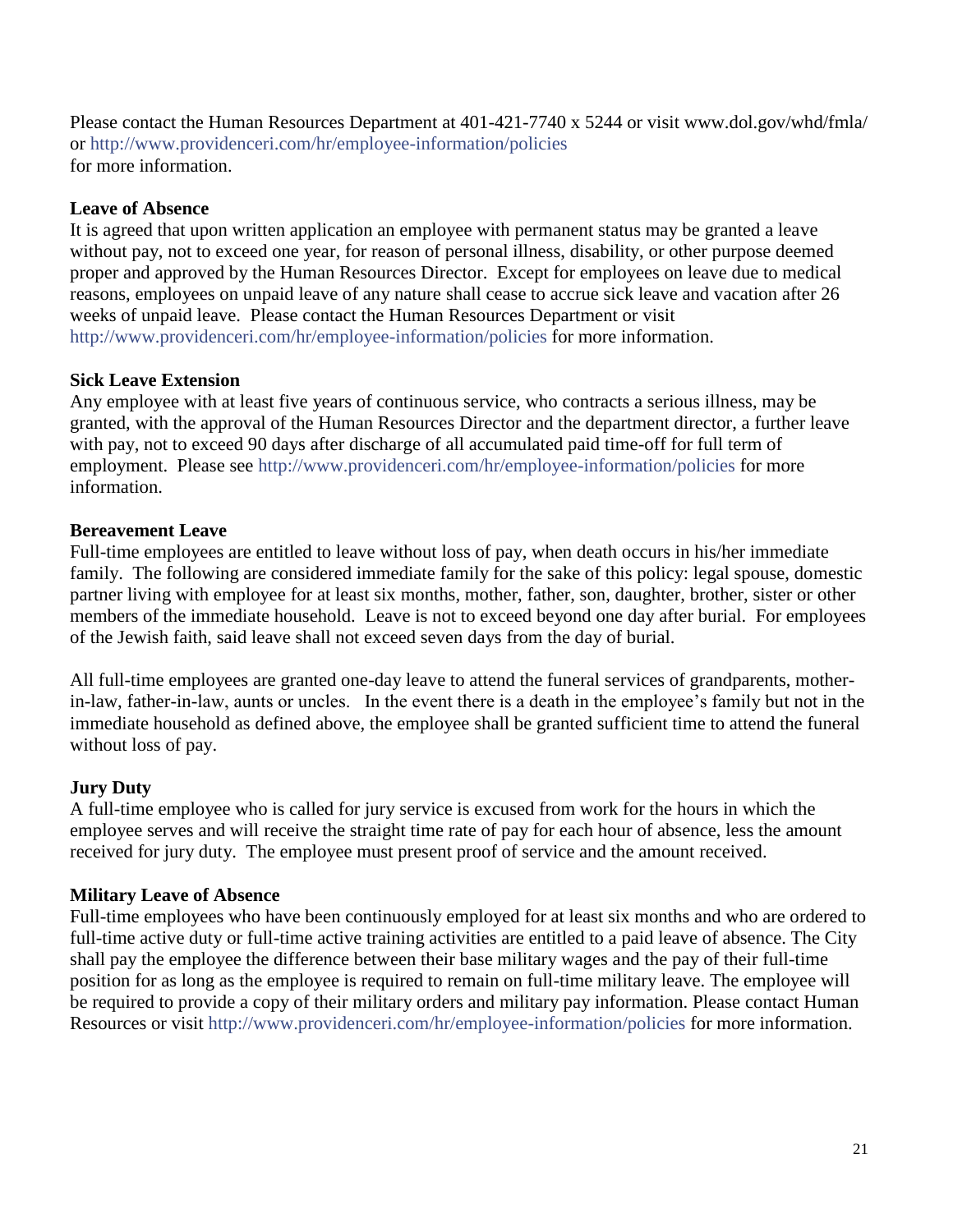Please contact the Human Resources Department at 401-421-7740 x 5244 or visit www.dol.gov/whd/fmla/ or http://www.providenceri.com/hr/employee-information/policies for more information.

**Leave of Absence**

It is agreed that upon written application an employee with permanent status may be granted a leave without pay, not to exceed one year, for reason of personal illness, disability, or other purpose deemed proper and approved by the Human Resources Director. Except for employees on leave due to medical reasons, employees on unpaid leave of any nature shall cease to accrue sick leave and vacation after 26 weeks of unpaid leave. Please contact the Human Resources Department or visit http://www.providenceri.com/hr/employee-information/policies for more information.

**Sick Leave Extension**

Any employee with at least five years of continuous service, who contracts a serious illness, may be granted, with the approval of the Human Resources Director and the department director, a further leave with pay, not to exceed 90 days after discharge of all accumulated paid time-off for full term of employment. Please see http://www.providenceri.com/hr/employee-information/policies for more information.

**Bereavement Leave**

Full-time employees are entitled to leave without loss of pay, when death occurs in his/her immediate family. The following are considered immediate family for the sake of this policy: legal spouse, domestic partner living with employee for at least six months, mother, father, son, daughter, brother, sister or other members of the immediate household. Leave is not to exceed beyond one day after burial. For employees of the Jewish faith, said leave shall not exceed seven days from the day of burial.

All full-time employees are granted one-day leave to attend the funeral services of grandparents, mother-in-law, father-in-law, aunts or uncles. In the event there is a death in the employee's family but not in the immediate household as defined above, the employee shall be granted sufficient time to attend the funeral without loss of pay.

**Jury Duty**

A full-time employee who is called for jury service is excused from work for the hours in which the employee serves and will receive the straight time rate of pay for each hour of absence, less the amount received for jury duty. The employee must present proof of service and the amount received.

**Military Leave of Absence**

Full-time employees who have been continuously employed for at least six months and who are ordered to full-time active duty or full-time active training activities are entitled to a paid leave of absence. The City shall pay the employee the difference between their base military wages and the pay of their full-time position for as long as the employee is required to remain on full-time military leave. The employee will be required to provide a copy of their military orders and military pay information. Please contact Human Resources or visit http://www.providenceri.com/hr/employee-information/policies for more information.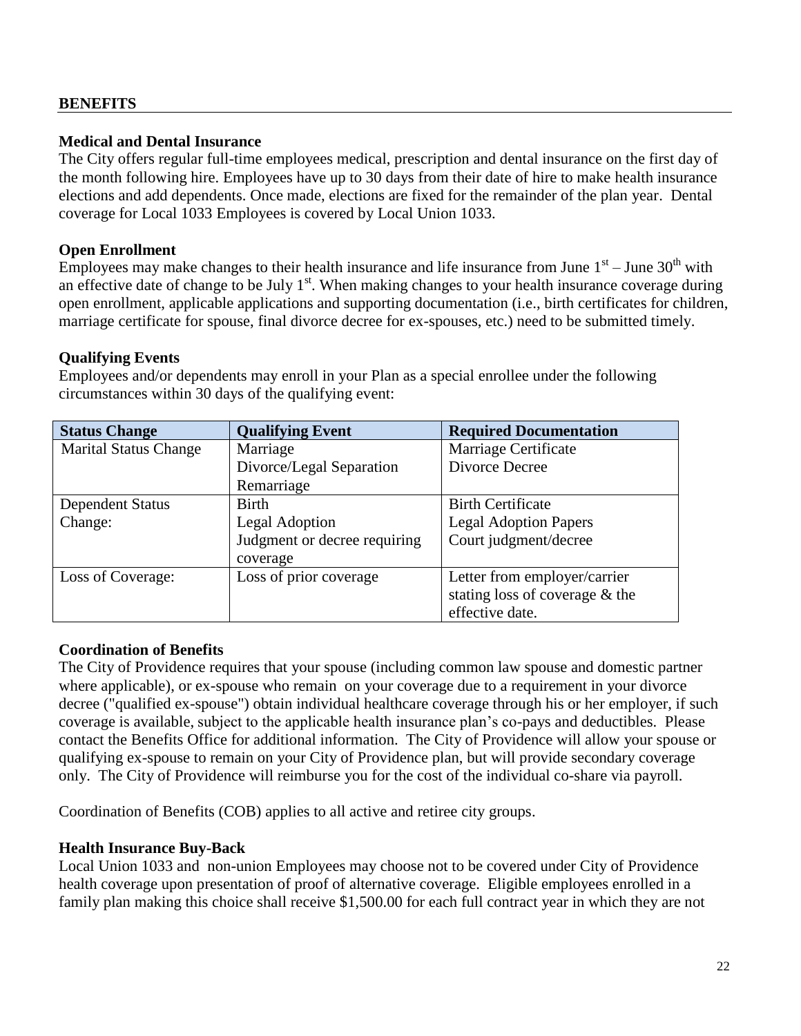## BENEFITS

### Medical and Dental Insurance

The City offers regular full-time employees medical, prescription and dental insurance on the first day of the month following hire. Employees have up to 30 days from their date of hire to make health insurance elections and add dependents. Once made, elections are fixed for the remainder of the plan year. Dental coverage for Local 1033 Employees is covered by Local Union 1033.

### Open Enrollment

Employees may make changes to their health insurance and life insurance from June 1st – June 30th with an effective date of change to be July 1st. When making changes to your health insurance coverage during open enrollment, applicable applications and supporting documentation (i.e., birth certificates for children, marriage certificate for spouse, final divorce decree for ex-spouses, etc.) need to be submitted timely.

### Qualifying Events

Employees and/or dependents may enroll in your Plan as a special enrollee under the following circumstances within 30 days of the qualifying event:

| Status Change | Qualifying Event | Required Documentation |
|---|---|---|
| Marital Status Change | Marriage<br>Divorce/Legal Separation<br>Remarriage | Marriage Certificate<br>Divorce Decree |
| Dependent Status Change: | Birth<br>Legal Adoption<br>Judgment or decree requiring coverage | Birth Certificate<br>Legal Adoption Papers<br>Court judgment/decree |
| Loss of Coverage: | Loss of prior coverage | Letter from employer/carrier stating loss of coverage & the effective date. |

### Coordination of Benefits

The City of Providence requires that your spouse (including common law spouse and domestic partner where applicable), or ex-spouse who remain on your coverage due to a requirement in your divorce decree ("qualified ex-spouse") obtain individual healthcare coverage through his or her employer, if such coverage is available, subject to the applicable health insurance plan's co-pays and deductibles. Please contact the Benefits Office for additional information. The City of Providence will allow your spouse or qualifying ex-spouse to remain on your City of Providence plan, but will provide secondary coverage only. The City of Providence will reimburse you for the cost of the individual co-share via payroll.

Coordination of Benefits (COB) applies to all active and retiree city groups.

### Health Insurance Buy-Back

Local Union 1033 and non-union Employees may choose not to be covered under City of Providence health coverage upon presentation of proof of alternative coverage. Eligible employees enrolled in a family plan making this choice shall receive $1,500.00 for each full contract year in which they are not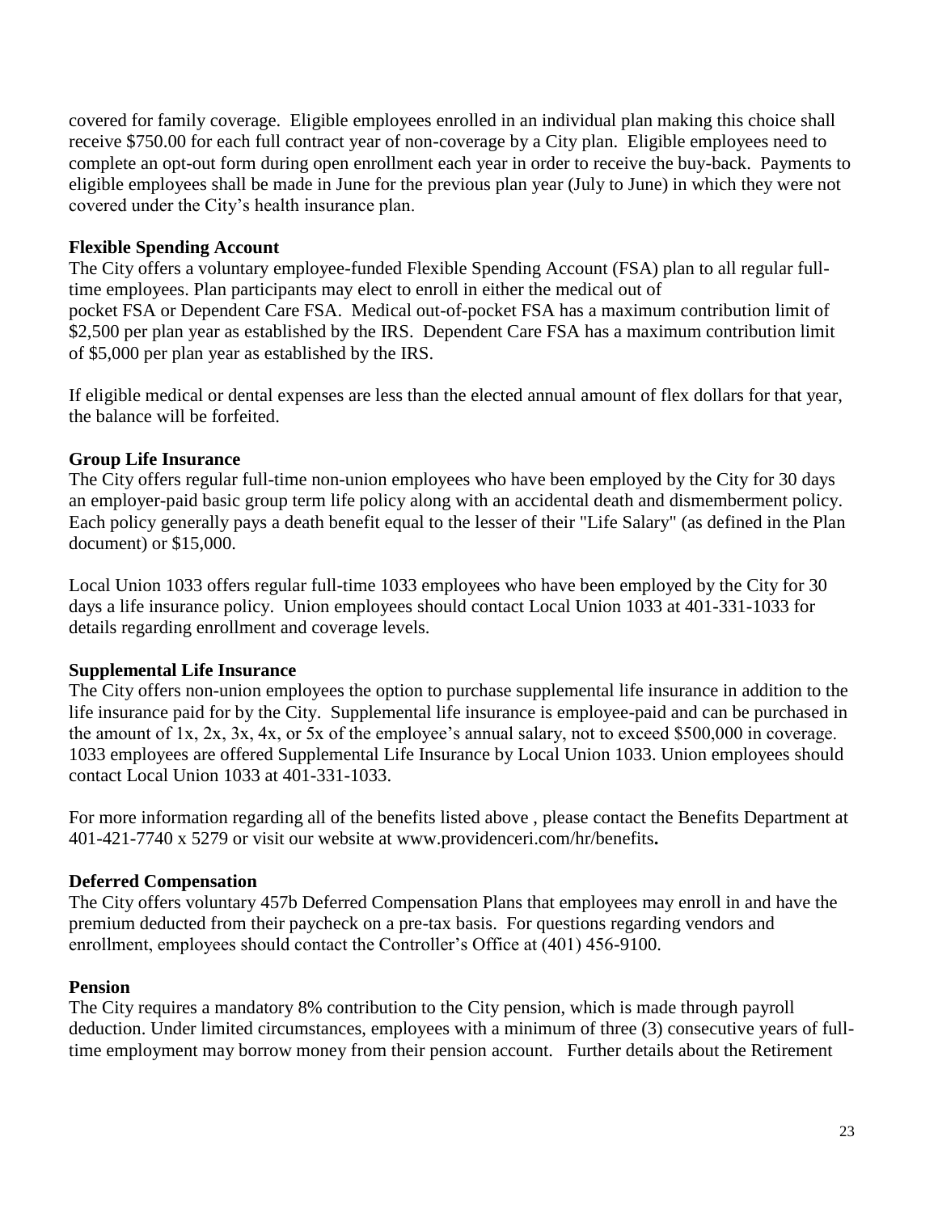covered for family coverage. Eligible employees enrolled in an individual plan making this choice shall receive $750.00 for each full contract year of non-coverage by a City plan. Eligible employees need to complete an opt-out form during open enrollment each year in order to receive the buy-back. Payments to eligible employees shall be made in June for the previous plan year (July to June) in which they were not covered under the City's health insurance plan.

**Flexible Spending Account**

The City offers a voluntary employee-funded Flexible Spending Account (FSA) plan to all regular full-time employees. Plan participants may elect to enroll in either the medical out of pocket FSA or Dependent Care FSA. Medical out-of-pocket FSA has a maximum contribution limit of $2,500 per plan year as established by the IRS. Dependent Care FSA has a maximum contribution limit of $5,000 per plan year as established by the IRS.

If eligible medical or dental expenses are less than the elected annual amount of flex dollars for that year, the balance will be forfeited.

**Group Life Insurance**

The City offers regular full-time non-union employees who have been employed by the City for 30 days an employer-paid basic group term life policy along with an accidental death and dismemberment policy. Each policy generally pays a death benefit equal to the lesser of their "Life Salary" (as defined in the Plan document) or $15,000.

Local Union 1033 offers regular full-time 1033 employees who have been employed by the City for 30 days a life insurance policy. Union employees should contact Local Union 1033 at 401-331-1033 for details regarding enrollment and coverage levels.

**Supplemental Life Insurance**

The City offers non-union employees the option to purchase supplemental life insurance in addition to the life insurance paid for by the City. Supplemental life insurance is employee-paid and can be purchased in the amount of 1x, 2x, 3x, 4x, or 5x of the employee's annual salary, not to exceed $500,000 in coverage. 1033 employees are offered Supplemental Life Insurance by Local Union 1033. Union employees should contact Local Union 1033 at 401-331-1033.

For more information regarding all of the benefits listed above , please contact the Benefits Department at 401-421-7740 x 5279 or visit our website at www.providenceri.com/hr/benefits**.**

**Deferred Compensation**

The City offers voluntary 457b Deferred Compensation Plans that employees may enroll in and have the premium deducted from their paycheck on a pre-tax basis. For questions regarding vendors and enrollment, employees should contact the Controller's Office at (401) 456-9100.

**Pension**

The City requires a mandatory 8% contribution to the City pension, which is made through payroll deduction. Under limited circumstances, employees with a minimum of three (3) consecutive years of full-time employment may borrow money from their pension account. Further details about the Retirement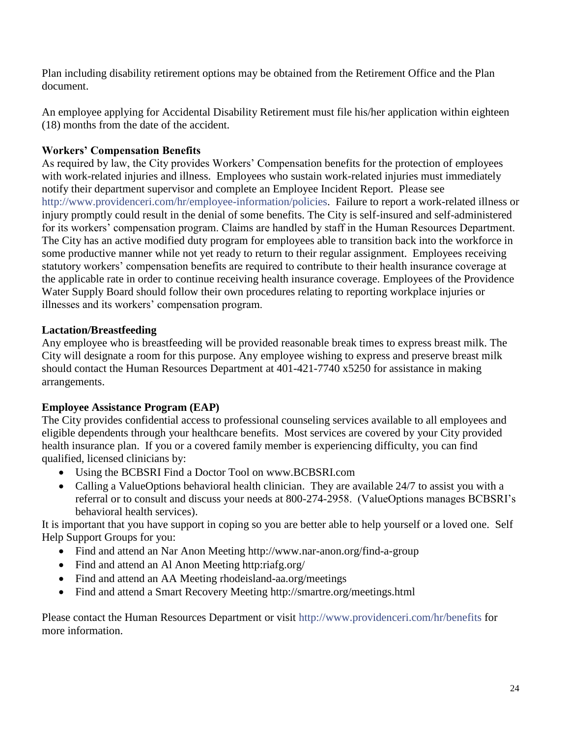Plan including disability retirement options may be obtained from the Retirement Office and the Plan document.

An employee applying for Accidental Disability Retirement must file his/her application within eighteen (18) months from the date of the accident.

**Workers' Compensation Benefits**

As required by law, the City provides Workers' Compensation benefits for the protection of employees with work-related injuries and illness. Employees who sustain work-related injuries must immediately notify their department supervisor and complete an Employee Incident Report. Please see http://www.providenceri.com/hr/employee-information/policies. Failure to report a work-related illness or injury promptly could result in the denial of some benefits. The City is self-insured and self-administered for its workers' compensation program. Claims are handled by staff in the Human Resources Department. The City has an active modified duty program for employees able to transition back into the workforce in some productive manner while not yet ready to return to their regular assignment. Employees receiving statutory workers' compensation benefits are required to contribute to their health insurance coverage at the applicable rate in order to continue receiving health insurance coverage. Employees of the Providence Water Supply Board should follow their own procedures relating to reporting workplace injuries or illnesses and its workers' compensation program.

**Lactation/Breastfeeding**

Any employee who is breastfeeding will be provided reasonable break times to express breast milk. The City will designate a room for this purpose. Any employee wishing to express and preserve breast milk should contact the Human Resources Department at 401-421-7740 x5250 for assistance in making arrangements.

**Employee Assistance Program (EAP)**

The City provides confidential access to professional counseling services available to all employees and eligible dependents through your healthcare benefits. Most services are covered by your City provided health insurance plan. If you or a covered family member is experiencing difficulty, you can find qualified, licensed clinicians by:

- Using the BCBSRI Find a Doctor Tool on www.BCBSRI.com
- Calling a ValueOptions behavioral health clinician. They are available 24/7 to assist you with a referral or to consult and discuss your needs at 800-274-2958. (ValueOptions manages BCBSRI's behavioral health services).

It is important that you have support in coping so you are better able to help yourself or a loved one. Self Help Support Groups for you:

- Find and attend an Nar Anon Meeting http://www.nar-anon.org/find-a-group
- Find and attend an Al Anon Meeting http:riafg.org/
- Find and attend an AA Meeting rhodeisland-aa.org/meetings
- Find and attend a Smart Recovery Meeting http://smartre.org/meetings.html

Please contact the Human Resources Department or visit http://www.providenceri.com/hr/benefits for more information.